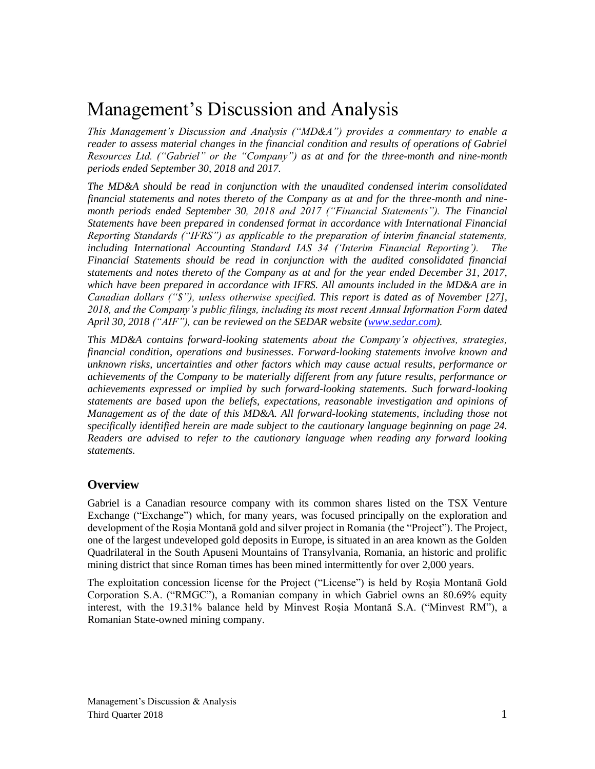# Management's Discussion and Analysis

*This Management's Discussion and Analysis ("MD&A") provides a commentary to enable a reader to assess material changes in the financial condition and results of operations of Gabriel Resources Ltd. ("Gabriel" or the "Company") as at and for the three-month and nine-month periods ended September 30, 2018 and 2017.*

*The MD&A should be read in conjunction with the unaudited condensed interim consolidated financial statements and notes thereto of the Company as at and for the three-month and nine-month periods ended September 30, 2018 and 2017 ("Financial Statements"). The Financial Statements have been prepared in condensed format in accordance with International Financial Reporting Standards ("IFRS") as applicable to the preparation of interim financial statements, including International Accounting Standard IAS 34 ('Interim Financial Reporting'). The Financial Statements should be read in conjunction with the audited consolidated financial statements and notes thereto of the Company as at and for the year ended December 31, 2017, which have been prepared in accordance with IFRS. All amounts included in the MD&A are in Canadian dollars ("$"), unless otherwise specified. This report is dated as of November [27], 2018, and the Company's public filings, including its most recent Annual Information Form dated April 30, 2018 ("AIF"), can be reviewed on the SEDAR website (www.sedar.com).*

*This MD&A contains forward-looking statements about the Company's objectives, strategies, financial condition, operations and businesses. Forward-looking statements involve known and unknown risks, uncertainties and other factors which may cause actual results, performance or achievements of the Company to be materially different from any future results, performance or achievements expressed or implied by such forward-looking statements. Such forward-looking statements are based upon the beliefs, expectations, reasonable investigation and opinions of Management as of the date of this MD&A. All forward-looking statements, including those not specifically identified herein are made subject to the cautionary language beginning on page 24. Readers are advised to refer to the cautionary language when reading any forward looking statements.*

## Overview

Gabriel is a Canadian resource company with its common shares listed on the TSX Venture Exchange ("Exchange") which, for many years, was focused principally on the exploration and development of the Roșia Montană gold and silver project in Romania (the "Project"). The Project, one of the largest undeveloped gold deposits in Europe, is situated in an area known as the Golden Quadrilateral in the South Apuseni Mountains of Transylvania, Romania, an historic and prolific mining district that since Roman times has been mined intermittently for over 2,000 years.

The exploitation concession license for the Project ("License") is held by Roșia Montană Gold Corporation S.A. ("RMGC"), a Romanian company in which Gabriel owns an 80.69% equity interest, with the 19.31% balance held by Minvest Roșia Montană S.A. ("Minvest RM"), a Romanian State-owned mining company.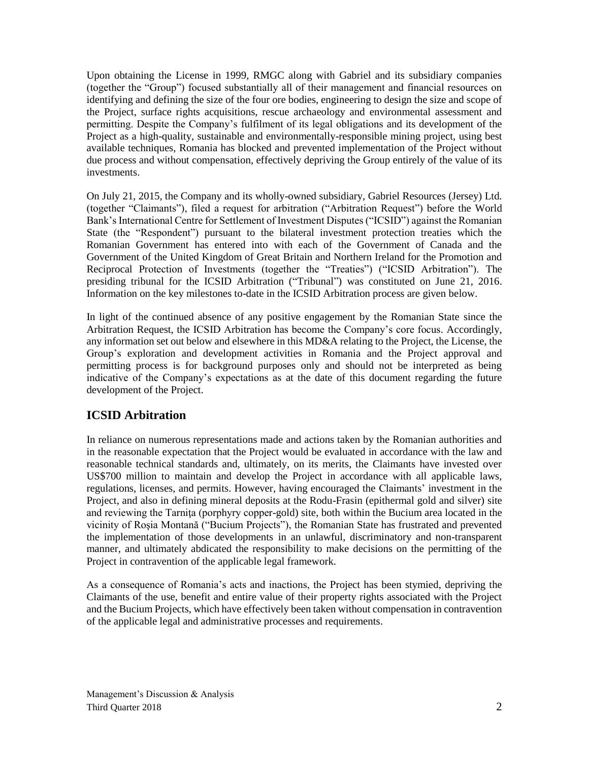Upon obtaining the License in 1999, RMGC along with Gabriel and its subsidiary companies (together the "Group") focused substantially all of their management and financial resources on identifying and defining the size of the four ore bodies, engineering to design the size and scope of the Project, surface rights acquisitions, rescue archaeology and environmental assessment and permitting. Despite the Company's fulfilment of its legal obligations and its development of the Project as a high-quality, sustainable and environmentally-responsible mining project, using best available techniques, Romania has blocked and prevented implementation of the Project without due process and without compensation, effectively depriving the Group entirely of the value of its investments.

On July 21, 2015, the Company and its wholly-owned subsidiary, Gabriel Resources (Jersey) Ltd. (together "Claimants"), filed a request for arbitration ("Arbitration Request") before the World Bank's International Centre for Settlement of Investment Disputes ("ICSID") against the Romanian State (the "Respondent") pursuant to the bilateral investment protection treaties which the Romanian Government has entered into with each of the Government of Canada and the Government of the United Kingdom of Great Britain and Northern Ireland for the Promotion and Reciprocal Protection of Investments (together the "Treaties") ("ICSID Arbitration"). The presiding tribunal for the ICSID Arbitration ("Tribunal") was constituted on June 21, 2016. Information on the key milestones to-date in the ICSID Arbitration process are given below.

In light of the continued absence of any positive engagement by the Romanian State since the Arbitration Request, the ICSID Arbitration has become the Company's core focus. Accordingly, any information set out below and elsewhere in this MD&A relating to the Project, the License, the Group's exploration and development activities in Romania and the Project approval and permitting process is for background purposes only and should not be interpreted as being indicative of the Company's expectations as at the date of this document regarding the future development of the Project.

## ICSID Arbitration

In reliance on numerous representations made and actions taken by the Romanian authorities and in the reasonable expectation that the Project would be evaluated in accordance with the law and reasonable technical standards and, ultimately, on its merits, the Claimants have invested over US$700 million to maintain and develop the Project in accordance with all applicable laws, regulations, licenses, and permits. However, having encouraged the Claimants' investment in the Project, and also in defining mineral deposits at the Rodu-Frasin (epithermal gold and silver) site and reviewing the Tarniţa (porphyry copper-gold) site, both within the Bucium area located in the vicinity of Roşia Montană ("Bucium Projects"), the Romanian State has frustrated and prevented the implementation of those developments in an unlawful, discriminatory and non-transparent manner, and ultimately abdicated the responsibility to make decisions on the permitting of the Project in contravention of the applicable legal framework.

As a consequence of Romania's acts and inactions, the Project has been stymied, depriving the Claimants of the use, benefit and entire value of their property rights associated with the Project and the Bucium Projects, which have effectively been taken without compensation in contravention of the applicable legal and administrative processes and requirements.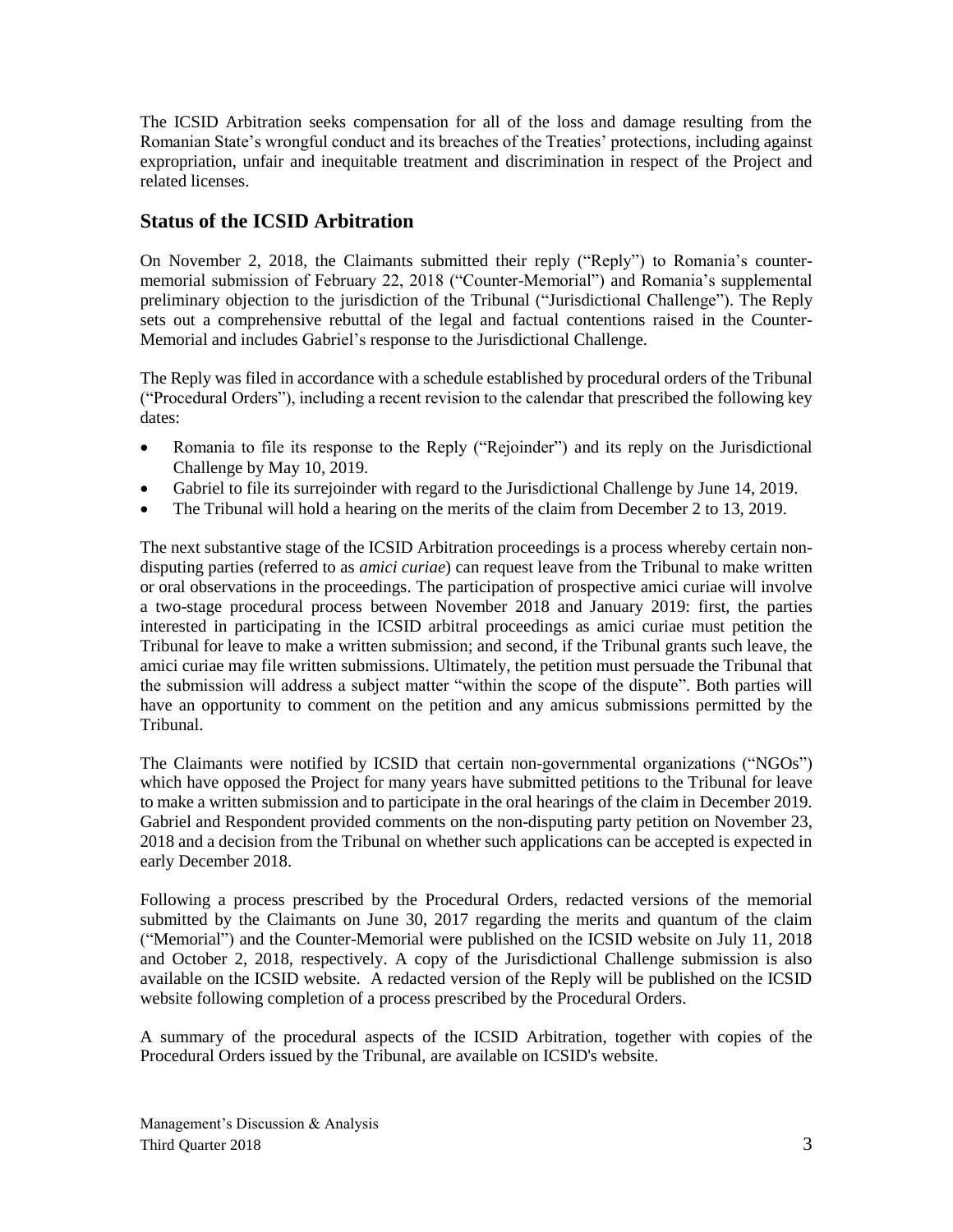The ICSID Arbitration seeks compensation for all of the loss and damage resulting from the Romanian State's wrongful conduct and its breaches of the Treaties' protections, including against expropriation, unfair and inequitable treatment and discrimination in respect of the Project and related licenses.

## Status of the ICSID Arbitration

On November 2, 2018, the Claimants submitted their reply ("Reply") to Romania's counter-memorial submission of February 22, 2018 ("Counter-Memorial") and Romania's supplemental preliminary objection to the jurisdiction of the Tribunal ("Jurisdictional Challenge"). The Reply sets out a comprehensive rebuttal of the legal and factual contentions raised in the Counter-Memorial and includes Gabriel's response to the Jurisdictional Challenge.

The Reply was filed in accordance with a schedule established by procedural orders of the Tribunal ("Procedural Orders"), including a recent revision to the calendar that prescribed the following key dates:

- Romania to file its response to the Reply ("Rejoinder") and its reply on the Jurisdictional Challenge by May 10, 2019.
- Gabriel to file its surrejoinder with regard to the Jurisdictional Challenge by June 14, 2019.
- The Tribunal will hold a hearing on the merits of the claim from December 2 to 13, 2019.

The next substantive stage of the ICSID Arbitration proceedings is a process whereby certain non-disputing parties (referred to as *amici curiae*) can request leave from the Tribunal to make written or oral observations in the proceedings. The participation of prospective amici curiae will involve a two-stage procedural process between November 2018 and January 2019: first, the parties interested in participating in the ICSID arbitral proceedings as amici curiae must petition the Tribunal for leave to make a written submission; and second, if the Tribunal grants such leave, the amici curiae may file written submissions. Ultimately, the petition must persuade the Tribunal that the submission will address a subject matter "within the scope of the dispute". Both parties will have an opportunity to comment on the petition and any amicus submissions permitted by the Tribunal.

The Claimants were notified by ICSID that certain non-governmental organizations ("NGOs") which have opposed the Project for many years have submitted petitions to the Tribunal for leave to make a written submission and to participate in the oral hearings of the claim in December 2019. Gabriel and Respondent provided comments on the non-disputing party petition on November 23, 2018 and a decision from the Tribunal on whether such applications can be accepted is expected in early December 2018.

Following a process prescribed by the Procedural Orders, redacted versions of the memorial submitted by the Claimants on June 30, 2017 regarding the merits and quantum of the claim ("Memorial") and the Counter-Memorial were published on the ICSID website on July 11, 2018 and October 2, 2018, respectively. A copy of the Jurisdictional Challenge submission is also available on the ICSID website. A redacted version of the Reply will be published on the ICSID website following completion of a process prescribed by the Procedural Orders.

A summary of the procedural aspects of the ICSID Arbitration, together with copies of the Procedural Orders issued by the Tribunal, are available on ICSID's website.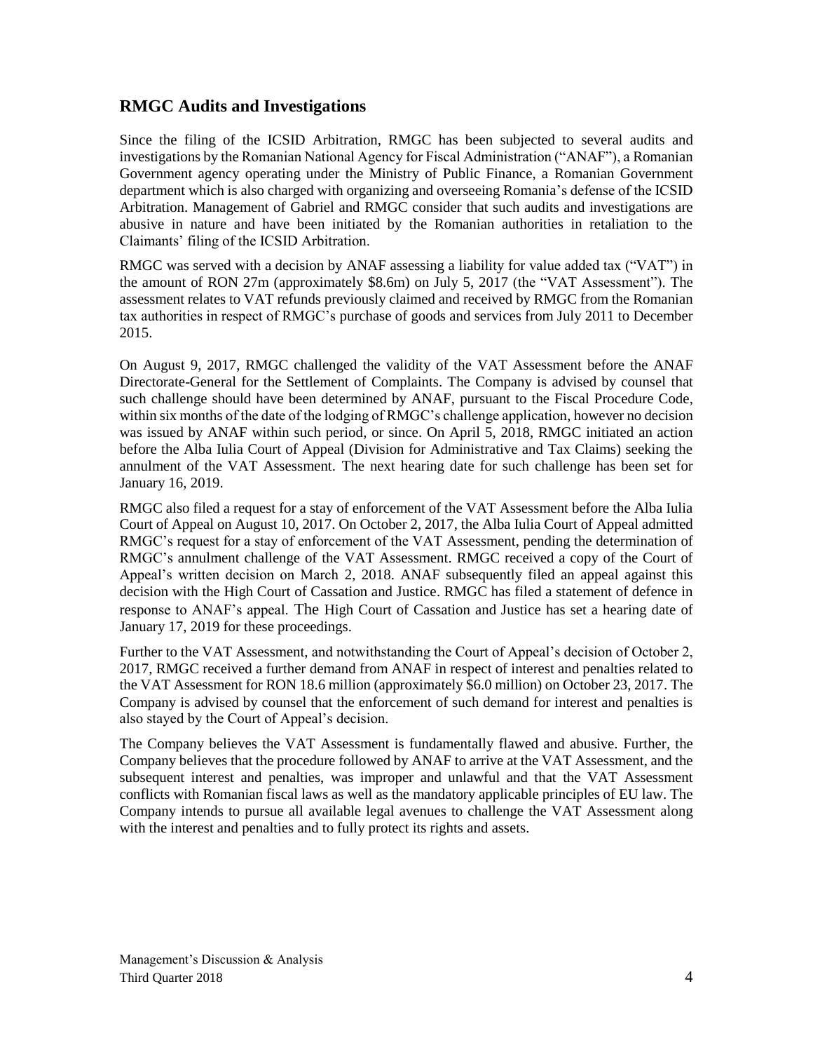## RMGC Audits and Investigations

Since the filing of the ICSID Arbitration, RMGC has been subjected to several audits and investigations by the Romanian National Agency for Fiscal Administration ("ANAF"), a Romanian Government agency operating under the Ministry of Public Finance, a Romanian Government department which is also charged with organizing and overseeing Romania's defense of the ICSID Arbitration. Management of Gabriel and RMGC consider that such audits and investigations are abusive in nature and have been initiated by the Romanian authorities in retaliation to the Claimants' filing of the ICSID Arbitration.

RMGC was served with a decision by ANAF assessing a liability for value added tax ("VAT") in the amount of RON 27m (approximately $8.6m) on July 5, 2017 (the "VAT Assessment"). The assessment relates to VAT refunds previously claimed and received by RMGC from the Romanian tax authorities in respect of RMGC's purchase of goods and services from July 2011 to December 2015.

On August 9, 2017, RMGC challenged the validity of the VAT Assessment before the ANAF Directorate-General for the Settlement of Complaints. The Company is advised by counsel that such challenge should have been determined by ANAF, pursuant to the Fiscal Procedure Code, within six months of the date of the lodging of RMGC's challenge application, however no decision was issued by ANAF within such period, or since. On April 5, 2018, RMGC initiated an action before the Alba Iulia Court of Appeal (Division for Administrative and Tax Claims) seeking the annulment of the VAT Assessment. The next hearing date for such challenge has been set for January 16, 2019.

RMGC also filed a request for a stay of enforcement of the VAT Assessment before the Alba Iulia Court of Appeal on August 10, 2017. On October 2, 2017, the Alba Iulia Court of Appeal admitted RMGC's request for a stay of enforcement of the VAT Assessment, pending the determination of RMGC's annulment challenge of the VAT Assessment. RMGC received a copy of the Court of Appeal's written decision on March 2, 2018. ANAF subsequently filed an appeal against this decision with the High Court of Cassation and Justice. RMGC has filed a statement of defence in response to ANAF's appeal. The High Court of Cassation and Justice has set a hearing date of January 17, 2019 for these proceedings.

Further to the VAT Assessment, and notwithstanding the Court of Appeal's decision of October 2, 2017, RMGC received a further demand from ANAF in respect of interest and penalties related to the VAT Assessment for RON 18.6 million (approximately $6.0 million) on October 23, 2017. The Company is advised by counsel that the enforcement of such demand for interest and penalties is also stayed by the Court of Appeal's decision.

The Company believes the VAT Assessment is fundamentally flawed and abusive. Further, the Company believes that the procedure followed by ANAF to arrive at the VAT Assessment, and the subsequent interest and penalties, was improper and unlawful and that the VAT Assessment conflicts with Romanian fiscal laws as well as the mandatory applicable principles of EU law. The Company intends to pursue all available legal avenues to challenge the VAT Assessment along with the interest and penalties and to fully protect its rights and assets.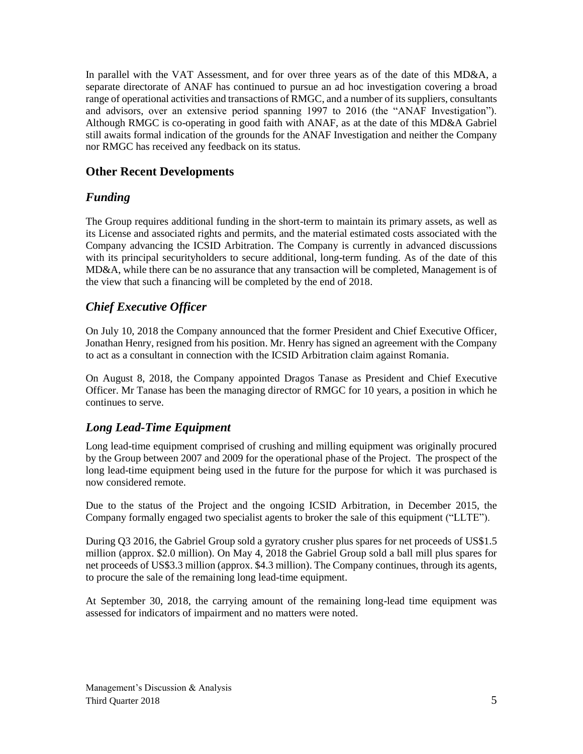In parallel with the VAT Assessment, and for over three years as of the date of this MD&A, a separate directorate of ANAF has continued to pursue an ad hoc investigation covering a broad range of operational activities and transactions of RMGC, and a number of its suppliers, consultants and advisors, over an extensive period spanning 1997 to 2016 (the "ANAF Investigation"). Although RMGC is co-operating in good faith with ANAF, as at the date of this MD&A Gabriel still awaits formal indication of the grounds for the ANAF Investigation and neither the Company nor RMGC has received any feedback on its status.

## Other Recent Developments

### *Funding*

The Group requires additional funding in the short-term to maintain its primary assets, as well as its License and associated rights and permits, and the material estimated costs associated with the Company advancing the ICSID Arbitration. The Company is currently in advanced discussions with its principal securityholders to secure additional, long-term funding. As of the date of this MD&A, while there can be no assurance that any transaction will be completed, Management is of the view that such a financing will be completed by the end of 2018.

### *Chief Executive Officer*

On July 10, 2018 the Company announced that the former President and Chief Executive Officer, Jonathan Henry, resigned from his position. Mr. Henry has signed an agreement with the Company to act as a consultant in connection with the ICSID Arbitration claim against Romania.

On August 8, 2018, the Company appointed Dragos Tanase as President and Chief Executive Officer. Mr Tanase has been the managing director of RMGC for 10 years, a position in which he continues to serve.

### *Long Lead-Time Equipment*

Long lead-time equipment comprised of crushing and milling equipment was originally procured by the Group between 2007 and 2009 for the operational phase of the Project. The prospect of the long lead-time equipment being used in the future for the purpose for which it was purchased is now considered remote.

Due to the status of the Project and the ongoing ICSID Arbitration, in December 2015, the Company formally engaged two specialist agents to broker the sale of this equipment ("LLTE").

During Q3 2016, the Gabriel Group sold a gyratory crusher plus spares for net proceeds of US$1.5 million (approx. $2.0 million). On May 4, 2018 the Gabriel Group sold a ball mill plus spares for net proceeds of US$3.3 million (approx. $4.3 million). The Company continues, through its agents, to procure the sale of the remaining long lead-time equipment.

At September 30, 2018, the carrying amount of the remaining long-lead time equipment was assessed for indicators of impairment and no matters were noted.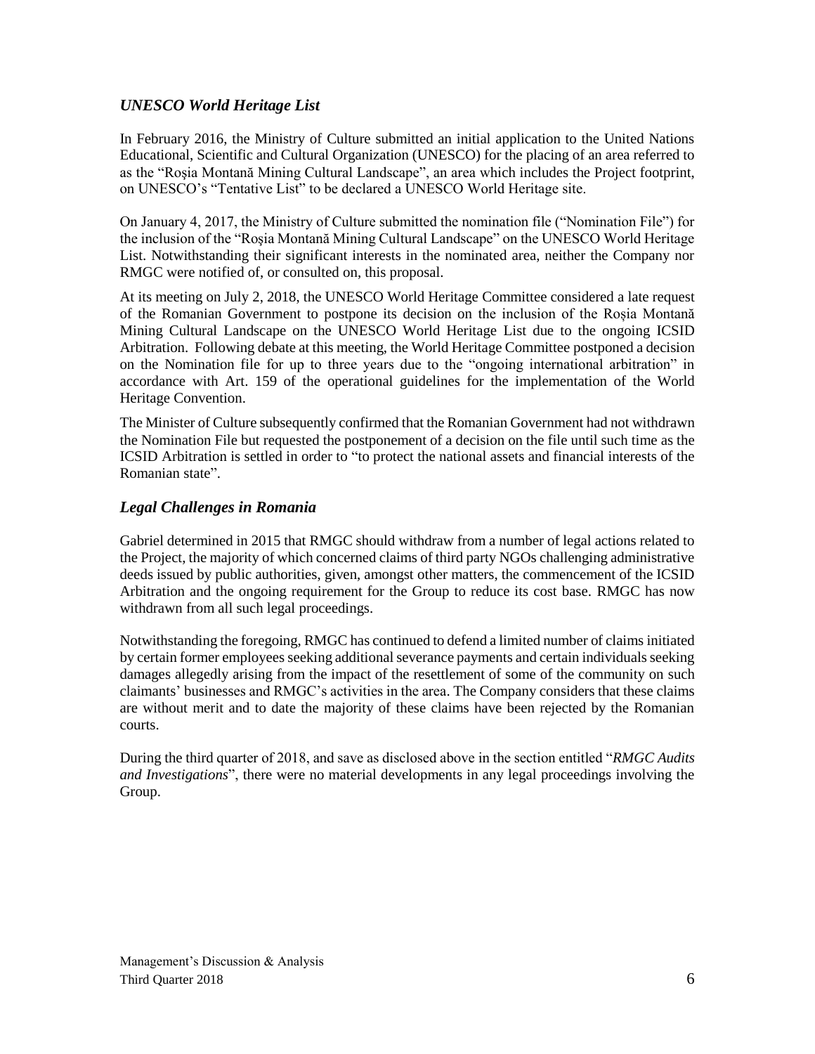### *UNESCO World Heritage List*

In February 2016, the Ministry of Culture submitted an initial application to the United Nations Educational, Scientific and Cultural Organization (UNESCO) for the placing of an area referred to as the "Roşia Montană Mining Cultural Landscape", an area which includes the Project footprint, on UNESCO's "Tentative List" to be declared a UNESCO World Heritage site.

On January 4, 2017, the Ministry of Culture submitted the nomination file ("Nomination File") for the inclusion of the "Roşia Montană Mining Cultural Landscape" on the UNESCO World Heritage List. Notwithstanding their significant interests in the nominated area, neither the Company nor RMGC were notified of, or consulted on, this proposal.

At its meeting on July 2, 2018, the UNESCO World Heritage Committee considered a late request of the Romanian Government to postpone its decision on the inclusion of the Roșia Montană Mining Cultural Landscape on the UNESCO World Heritage List due to the ongoing ICSID Arbitration. Following debate at this meeting, the World Heritage Committee postponed a decision on the Nomination file for up to three years due to the "ongoing international arbitration" in accordance with Art. 159 of the operational guidelines for the implementation of the World Heritage Convention.

The Minister of Culture subsequently confirmed that the Romanian Government had not withdrawn the Nomination File but requested the postponement of a decision on the file until such time as the ICSID Arbitration is settled in order to "to protect the national assets and financial interests of the Romanian state".

### *Legal Challenges in Romania*

Gabriel determined in 2015 that RMGC should withdraw from a number of legal actions related to the Project, the majority of which concerned claims of third party NGOs challenging administrative deeds issued by public authorities, given, amongst other matters, the commencement of the ICSID Arbitration and the ongoing requirement for the Group to reduce its cost base. RMGC has now withdrawn from all such legal proceedings.

Notwithstanding the foregoing, RMGC has continued to defend a limited number of claims initiated by certain former employees seeking additional severance payments and certain individuals seeking damages allegedly arising from the impact of the resettlement of some of the community on such claimants' businesses and RMGC's activities in the area. The Company considers that these claims are without merit and to date the majority of these claims have been rejected by the Romanian courts.

During the third quarter of 2018, and save as disclosed above in the section entitled "*RMGC Audits and Investigations*", there were no material developments in any legal proceedings involving the Group.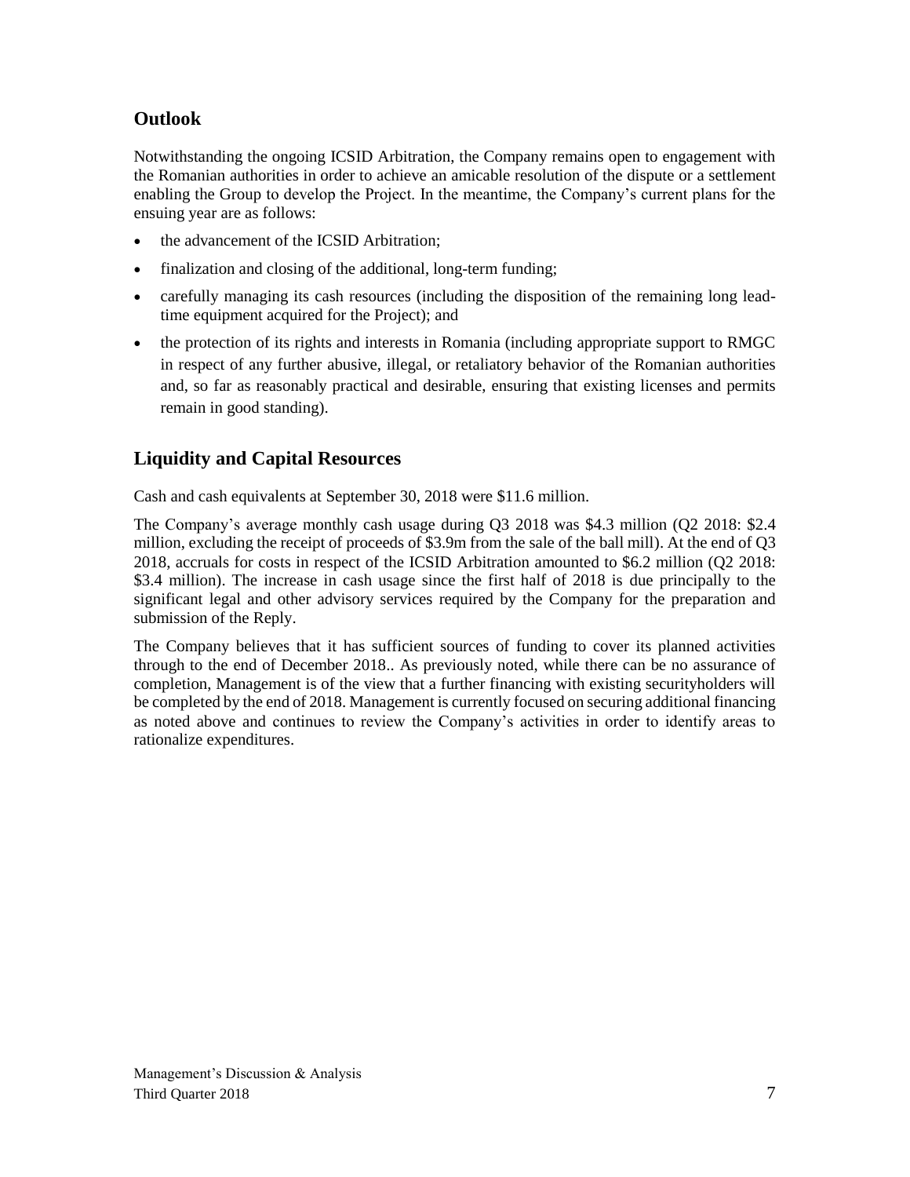## Outlook

Notwithstanding the ongoing ICSID Arbitration, the Company remains open to engagement with the Romanian authorities in order to achieve an amicable resolution of the dispute or a settlement enabling the Group to develop the Project. In the meantime, the Company's current plans for the ensuing year are as follows:

- the advancement of the ICSID Arbitration;
- finalization and closing of the additional, long-term funding;
- carefully managing its cash resources (including the disposition of the remaining long lead-time equipment acquired for the Project); and
- the protection of its rights and interests in Romania (including appropriate support to RMGC in respect of any further abusive, illegal, or retaliatory behavior of the Romanian authorities and, so far as reasonably practical and desirable, ensuring that existing licenses and permits remain in good standing).

## Liquidity and Capital Resources

Cash and cash equivalents at September 30, 2018 were $11.6 million.

The Company's average monthly cash usage during Q3 2018 was $4.3 million (Q2 2018: $2.4 million, excluding the receipt of proceeds of $3.9m from the sale of the ball mill). At the end of Q3 2018, accruals for costs in respect of the ICSID Arbitration amounted to $6.2 million (Q2 2018: $3.4 million). The increase in cash usage since the first half of 2018 is due principally to the significant legal and other advisory services required by the Company for the preparation and submission of the Reply.

The Company believes that it has sufficient sources of funding to cover its planned activities through to the end of December 2018.. As previously noted, while there can be no assurance of completion, Management is of the view that a further financing with existing securityholders will be completed by the end of 2018. Management is currently focused on securing additional financing as noted above and continues to review the Company's activities in order to identify areas to rationalize expenditures.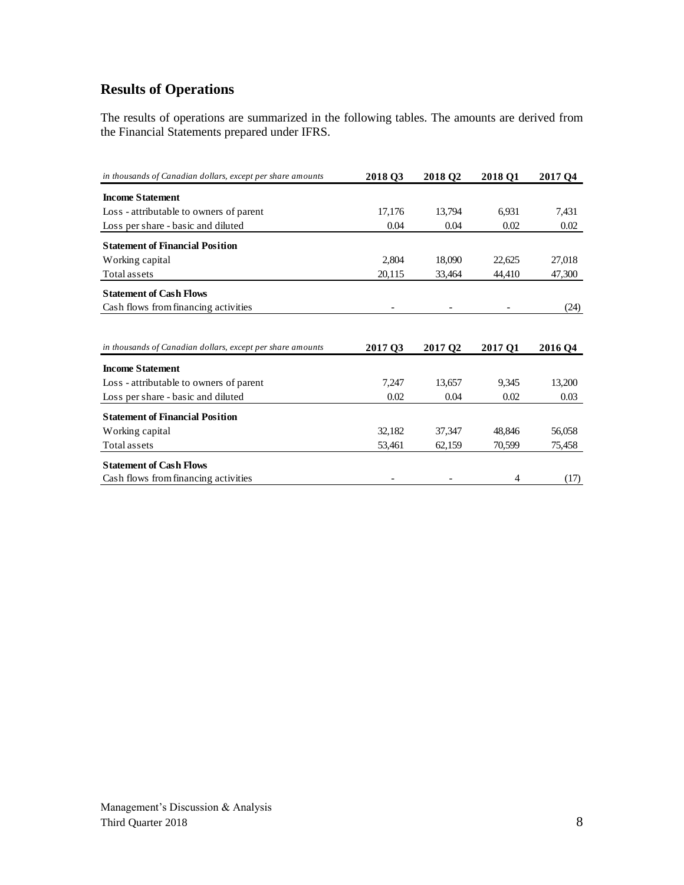## Results of Operations

The results of operations are summarized in the following tables. The amounts are derived from the Financial Statements prepared under IFRS.

| *in thousands of Canadian dollars, except per share amounts* | 2018 Q3 | 2018 Q2 | 2018 Q1 | 2017 Q4 |
|---|---|---|---|---|
| **Income Statement** | | | | |
| Loss - attributable to owners of parent | 17,176 | 13,794 | 6,931 | 7,431 |
| Loss per share - basic and diluted | 0.04 | 0.04 | 0.02 | 0.02 |
| **Statement of Financial Position** | | | | |
| Working capital | 2,804 | 18,090 | 22,625 | 27,018 |
| Total assets | 20,115 | 33,464 | 44,410 | 47,300 |
| **Statement of Cash Flows** | | | | |
| Cash flows from financing activities | - | - | - | (24) |

| *in thousands of Canadian dollars, except per share amounts* | 2017 Q3 | 2017 Q2 | 2017 Q1 | 2016 Q4 |
|---|---|---|---|---|
| **Income Statement** | | | | |
| Loss - attributable to owners of parent | 7,247 | 13,657 | 9,345 | 13,200 |
| Loss per share - basic and diluted | 0.02 | 0.04 | 0.02 | 0.03 |
| **Statement of Financial Position** | | | | |
| Working capital | 32,182 | 37,347 | 48,846 | 56,058 |
| Total assets | 53,461 | 62,159 | 70,599 | 75,458 |
| **Statement of Cash Flows** | | | | |
| Cash flows from financing activities | - | - | 4 | (17) |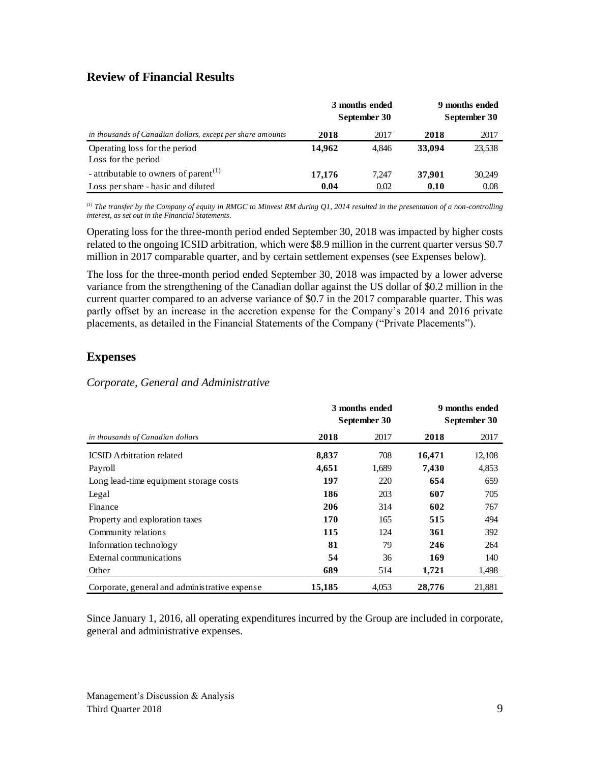## Review of Financial Results

| *in thousands of Canadian dollars, except per share amounts* | 3 months ended September 30 | | 9 months ended September 30 | |
|---|---|---|---|---|
| | **2018** | 2017 | **2018** | 2017 |
| Operating loss for the period | **14,962** | 4,846 | **33,094** | 23,538 |
| Loss for the period | | | | |
| - attributable to owners of parent[(1)] | **17,176** | 7,247 | **37,901** | 30,249 |
| Loss per share - basic and diluted | **0.04** | 0.02 | **0.10** | 0.08 |

*[(1)] The transfer by the Company of equity in RMGC to Minvest RM during Q1, 2014 resulted in the presentation of a non-controlling interest, as set out in the Financial Statements.*

Operating loss for the three-month period ended September 30, 2018 was impacted by higher costs related to the ongoing ICSID arbitration, which were $8.9 million in the current quarter versus $0.7 million in 2017 comparable quarter, and by certain settlement expenses (see Expenses below).

The loss for the three-month period ended September 30, 2018 was impacted by a lower adverse variance from the strengthening of the Canadian dollar against the US dollar of $0.2 million in the current quarter compared to an adverse variance of $0.7 in the 2017 comparable quarter. This was partly offset by an increase in the accretion expense for the Company's 2014 and 2016 private placements, as detailed in the Financial Statements of the Company ("Private Placements").

## Expenses

### *Corporate, General and Administrative*

| *in thousands of Canadian dollars* | 3 months ended September 30 | | 9 months ended September 30 | |
|---|---|---|---|---|
| | **2018** | 2017 | **2018** | 2017 |
| ICSID Arbitration related | **8,837** | 708 | **16,471** | 12,108 |
| Payroll | **4,651** | 1,689 | **7,430** | 4,853 |
| Long lead-time equipment storage costs | **197** | 220 | **654** | 659 |
| Legal | **186** | 203 | **607** | 705 |
| Finance | **206** | 314 | **602** | 767 |
| Property and exploration taxes | **170** | 165 | **515** | 494 |
| Community relations | **115** | 124 | **361** | 392 |
| Information technology | **81** | 79 | **246** | 264 |
| External communications | **54** | 36 | **169** | 140 |
| Other | **689** | 514 | **1,721** | 1,498 |
| Corporate, general and administrative expense | **15,185** | 4,053 | **28,776** | 21,881 |

Since January 1, 2016, all operating expenditures incurred by the Group are included in corporate, general and administrative expenses.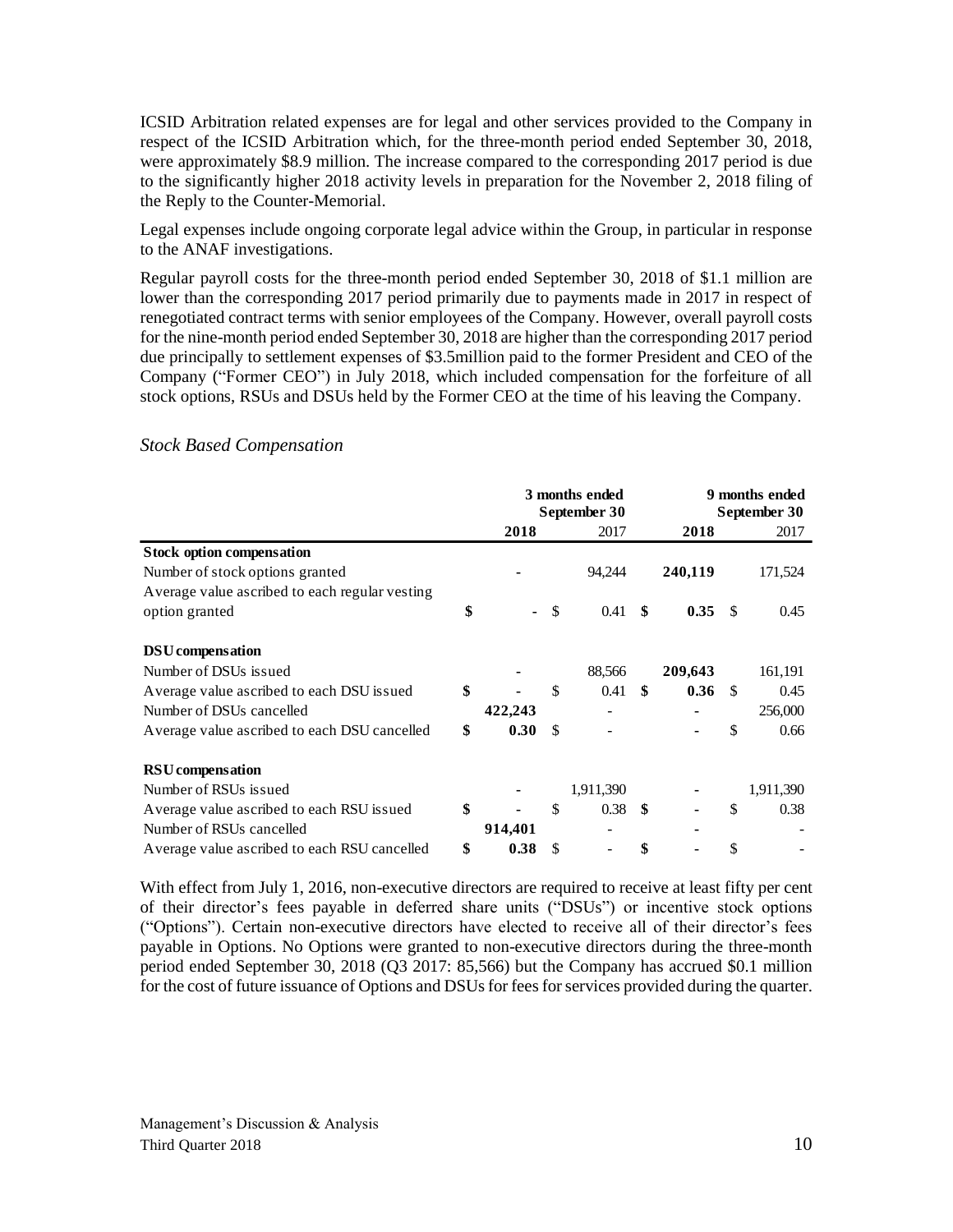ICSID Arbitration related expenses are for legal and other services provided to the Company in respect of the ICSID Arbitration which, for the three-month period ended September 30, 2018, were approximately $8.9 million. The increase compared to the corresponding 2017 period is due to the significantly higher 2018 activity levels in preparation for the November 2, 2018 filing of the Reply to the Counter-Memorial.

Legal expenses include ongoing corporate legal advice within the Group, in particular in response to the ANAF investigations.

Regular payroll costs for the three-month period ended September 30, 2018 of $1.1 million are lower than the corresponding 2017 period primarily due to payments made in 2017 in respect of renegotiated contract terms with senior employees of the Company. However, overall payroll costs for the nine-month period ended September 30, 2018 are higher than the corresponding 2017 period due principally to settlement expenses of $3.5million paid to the former President and CEO of the Company ("Former CEO") in July 2018, which included compensation for the forfeiture of all stock options, RSUs and DSUs held by the Former CEO at the time of his leaving the Company.

*Stock Based Compensation*

| | 3 months ended September 30 | | 9 months ended September 30 | |
|---|---|---|---|---|
| | **2018** | 2017 | **2018** | 2017 |
| **Stock option compensation** | | | | |
| Number of stock options granted | **-** | 94,244 | **240,119** | 171,524 |
| Average value ascribed to each regular vesting option granted | **$ -** | $ 0.41 | **$ 0.35** | $ 0.45 |
| **DSU compensation** | | | | |
| Number of DSUs issued | **-** | 88,566 | **209,643** | 161,191 |
| Average value ascribed to each DSU issued | **$ -** | $ 0.41 | **$ 0.36** | $ 0.45 |
| Number of DSUs cancelled | **422,243** | - | **-** | 256,000 |
| Average value ascribed to each DSU cancelled | **$ 0.30** | $ - | **-** | $ 0.66 |
| **RSU compensation** | | | | |
| Number of RSUs issued | **-** | 1,911,390 | **-** | 1,911,390 |
| Average value ascribed to each RSU issued | **$ -** | $ 0.38 | **$ -** | $ 0.38 |
| Number of RSUs cancelled | **914,401** | - | **-** | - |
| Average value ascribed to each RSU cancelled | **$ 0.38** | $ - | **$ -** | $ - |

With effect from July 1, 2016, non-executive directors are required to receive at least fifty per cent of their director's fees payable in deferred share units ("DSUs") or incentive stock options ("Options"). Certain non-executive directors have elected to receive all of their director's fees payable in Options. No Options were granted to non-executive directors during the three-month period ended September 30, 2018 (Q3 2017: 85,566) but the Company has accrued $0.1 million for the cost of future issuance of Options and DSUs for fees for services provided during the quarter.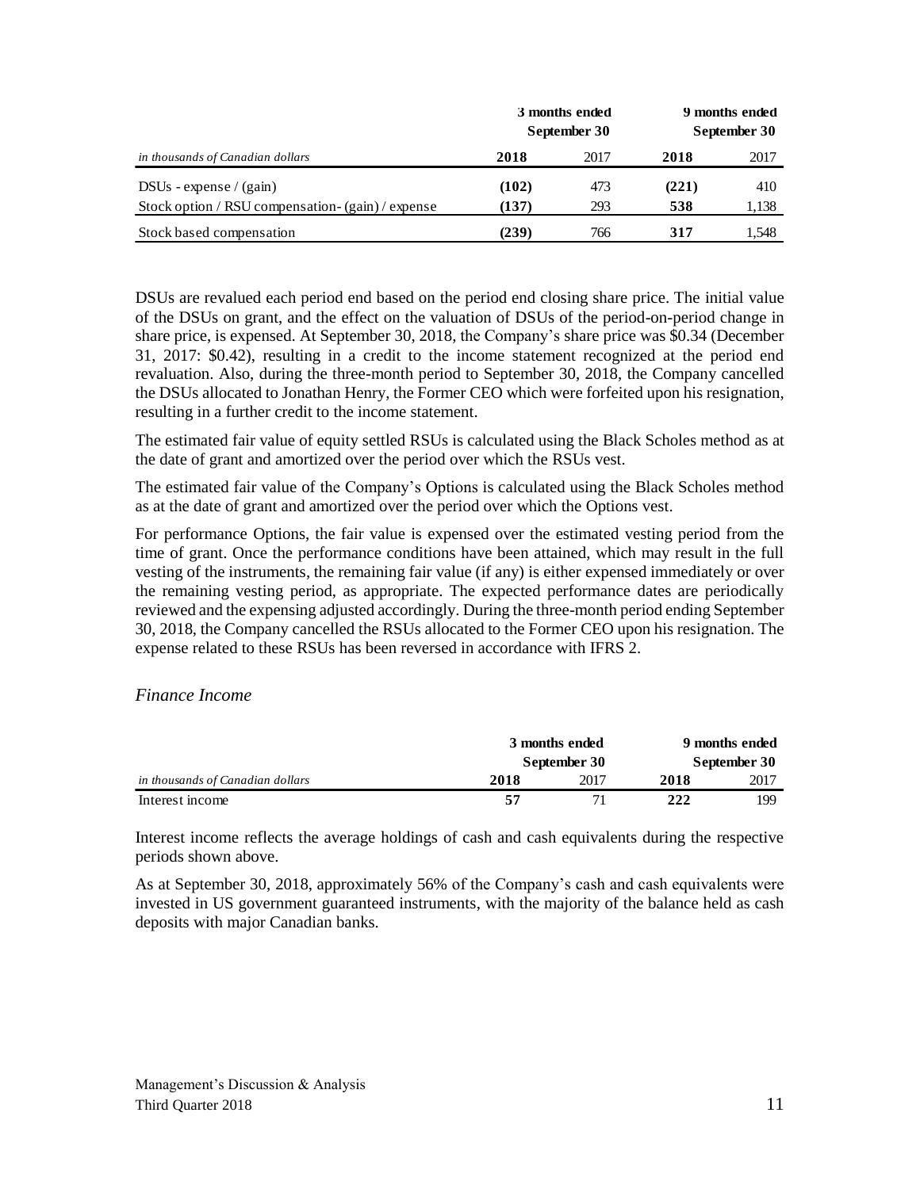| | 3 months ended September 30 | | 9 months ended September 30 | |
|---|---|---|---|---|
| *in thousands of Canadian dollars* | **2018** | 2017 | **2018** | 2017 |
| DSUs - expense / (gain) | **(102)** | 473 | **(221)** | 410 |
| Stock option / RSU compensation- (gain) / expense | **(137)** | 293 | **538** | 1,138 |
| Stock based compensation | **(239)** | 766 | **317** | 1,548 |

DSUs are revalued each period end based on the period end closing share price. The initial value of the DSUs on grant, and the effect on the valuation of DSUs of the period-on-period change in share price, is expensed. At September 30, 2018, the Company's share price was $0.34 (December 31, 2017: $0.42), resulting in a credit to the income statement recognized at the period end revaluation. Also, during the three-month period to September 30, 2018, the Company cancelled the DSUs allocated to Jonathan Henry, the Former CEO which were forfeited upon his resignation, resulting in a further credit to the income statement.

The estimated fair value of equity settled RSUs is calculated using the Black Scholes method as at the date of grant and amortized over the period over which the RSUs vest.

The estimated fair value of the Company's Options is calculated using the Black Scholes method as at the date of grant and amortized over the period over which the Options vest.

For performance Options, the fair value is expensed over the estimated vesting period from the time of grant. Once the performance conditions have been attained, which may result in the full vesting of the instruments, the remaining fair value (if any) is either expensed immediately or over the remaining vesting period, as appropriate. The expected performance dates are periodically reviewed and the expensing adjusted accordingly. During the three-month period ending September 30, 2018, the Company cancelled the RSUs allocated to the Former CEO upon his resignation. The expense related to these RSUs has been reversed in accordance with IFRS 2.

*Finance Income*

| | 3 months ended September 30 | | 9 months ended September 30 | |
|---|---|---|---|---|
| *in thousands of Canadian dollars* | **2018** | 2017 | **2018** | 2017 |
| Interest income | **57** | 71 | **222** | 199 |

Interest income reflects the average holdings of cash and cash equivalents during the respective periods shown above.

As at September 30, 2018, approximately 56% of the Company's cash and cash equivalents were invested in US government guaranteed instruments, with the majority of the balance held as cash deposits with major Canadian banks.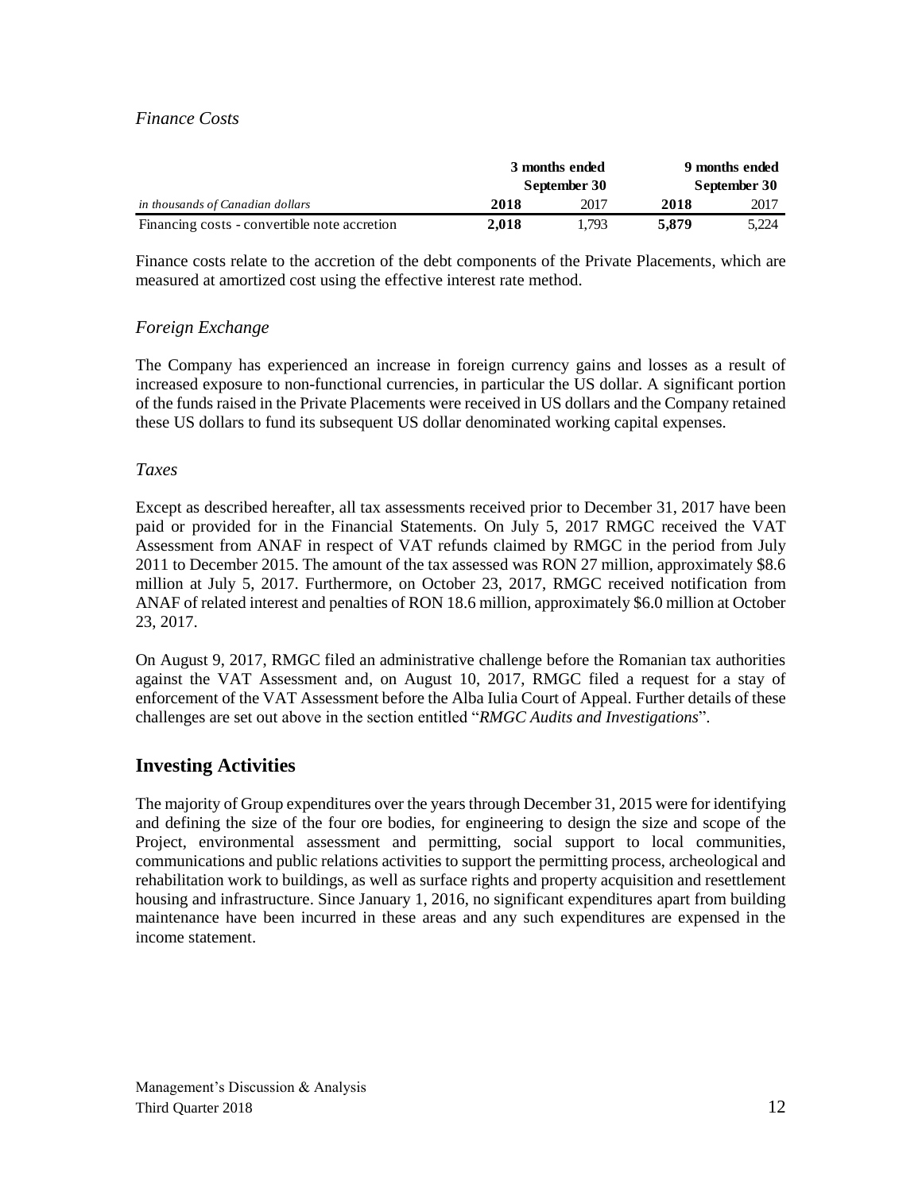*Finance Costs*

| | 3 months ended September 30 | | 9 months ended September 30 | |
|---|---|---|---|---|
| *in thousands of Canadian dollars* | **2018** | 2017 | **2018** | 2017 |
| Financing costs - convertible note accretion | **2,018** | 1,793 | **5,879** | 5,224 |

Finance costs relate to the accretion of the debt components of the Private Placements, which are measured at amortized cost using the effective interest rate method.

*Foreign Exchange*

The Company has experienced an increase in foreign currency gains and losses as a result of increased exposure to non-functional currencies, in particular the US dollar. A significant portion of the funds raised in the Private Placements were received in US dollars and the Company retained these US dollars to fund its subsequent US dollar denominated working capital expenses.

*Taxes*

Except as described hereafter, all tax assessments received prior to December 31, 2017 have been paid or provided for in the Financial Statements. On July 5, 2017 RMGC received the VAT Assessment from ANAF in respect of VAT refunds claimed by RMGC in the period from July 2011 to December 2015. The amount of the tax assessed was RON 27 million, approximately $8.6 million at July 5, 2017. Furthermore, on October 23, 2017, RMGC received notification from ANAF of related interest and penalties of RON 18.6 million, approximately $6.0 million at October 23, 2017.

On August 9, 2017, RMGC filed an administrative challenge before the Romanian tax authorities against the VAT Assessment and, on August 10, 2017, RMGC filed a request for a stay of enforcement of the VAT Assessment before the Alba Iulia Court of Appeal. Further details of these challenges are set out above in the section entitled "*RMGC Audits and Investigations*".

## Investing Activities

The majority of Group expenditures over the years through December 31, 2015 were for identifying and defining the size of the four ore bodies, for engineering to design the size and scope of the Project, environmental assessment and permitting, social support to local communities, communications and public relations activities to support the permitting process, archeological and rehabilitation work to buildings, as well as surface rights and property acquisition and resettlement housing and infrastructure. Since January 1, 2016, no significant expenditures apart from building maintenance have been incurred in these areas and any such expenditures are expensed in the income statement.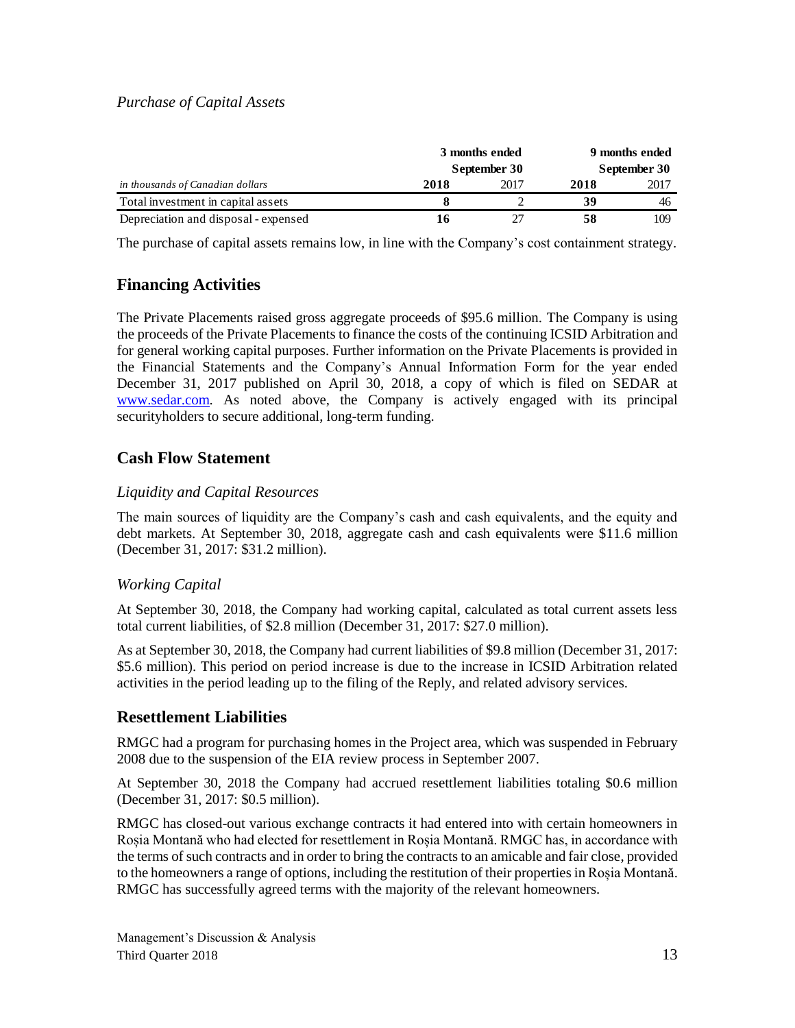*Purchase of Capital Assets*

| *in thousands of Canadian dollars* | 3 months ended September 30 | | 9 months ended September 30 | |
|---|---|---|---|---|
| | **2018** | 2017 | **2018** | 2017 |
| Total investment in capital assets | **8** | 2 | **39** | 46 |
| Depreciation and disposal - expensed | **16** | 27 | **58** | 109 |

The purchase of capital assets remains low, in line with the Company's cost containment strategy.

## Financing Activities

The Private Placements raised gross aggregate proceeds of $95.6 million. The Company is using the proceeds of the Private Placements to finance the costs of the continuing ICSID Arbitration and for general working capital purposes. Further information on the Private Placements is provided in the Financial Statements and the Company's Annual Information Form for the year ended December 31, 2017 published on April 30, 2018, a copy of which is filed on SEDAR at www.sedar.com. As noted above, the Company is actively engaged with its principal securityholders to secure additional, long-term funding.

## Cash Flow Statement

### *Liquidity and Capital Resources*

The main sources of liquidity are the Company's cash and cash equivalents, and the equity and debt markets. At September 30, 2018, aggregate cash and cash equivalents were $11.6 million (December 31, 2017: $31.2 million).

### *Working Capital*

At September 30, 2018, the Company had working capital, calculated as total current assets less total current liabilities, of $2.8 million (December 31, 2017: $27.0 million).

As at September 30, 2018, the Company had current liabilities of $9.8 million (December 31, 2017: $5.6 million). This period on period increase is due to the increase in ICSID Arbitration related activities in the period leading up to the filing of the Reply, and related advisory services.

## Resettlement Liabilities

RMGC had a program for purchasing homes in the Project area, which was suspended in February 2008 due to the suspension of the EIA review process in September 2007.

At September 30, 2018 the Company had accrued resettlement liabilities totaling $0.6 million (December 31, 2017: $0.5 million).

RMGC has closed-out various exchange contracts it had entered into with certain homeowners in Roșia Montană who had elected for resettlement in Roșia Montană. RMGC has, in accordance with the terms of such contracts and in order to bring the contracts to an amicable and fair close, provided to the homeowners a range of options, including the restitution of their properties in Roșia Montană. RMGC has successfully agreed terms with the majority of the relevant homeowners.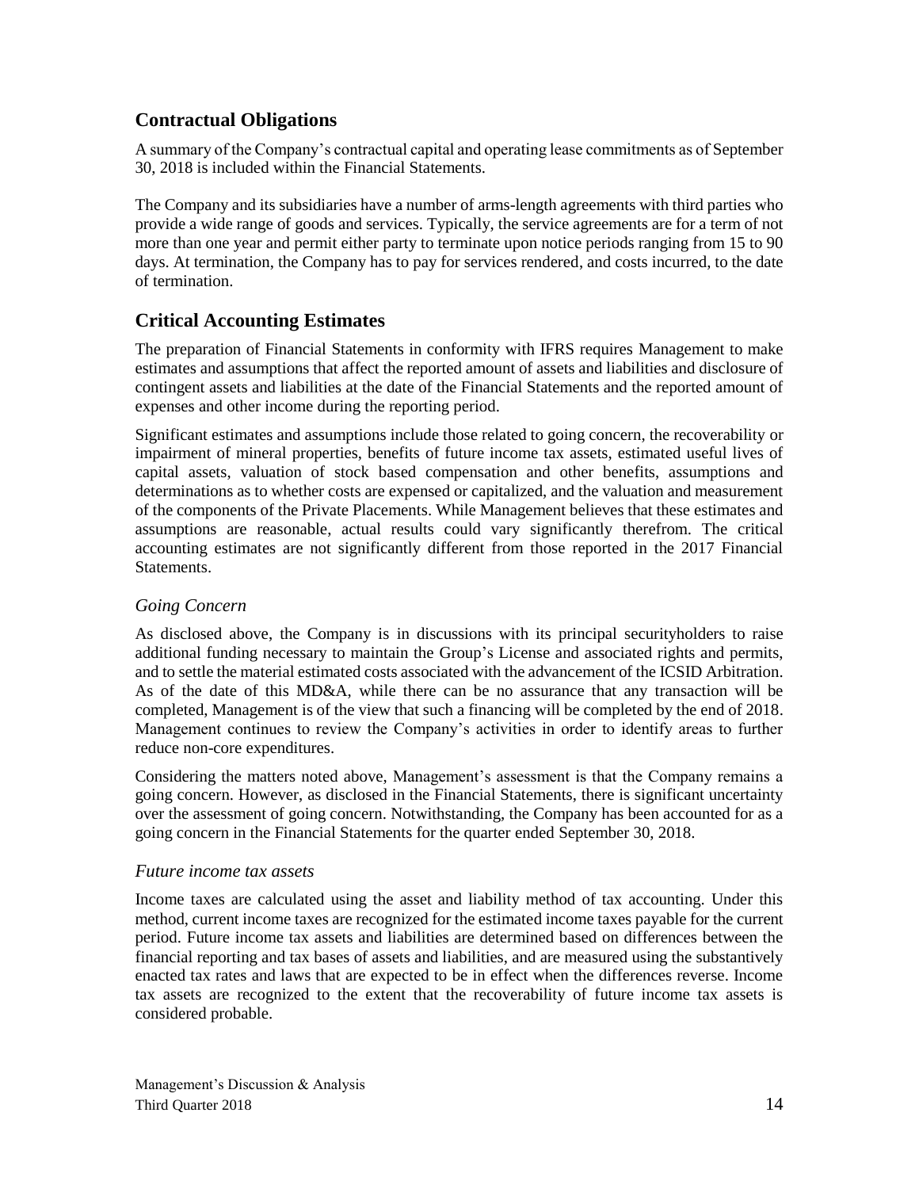## Contractual Obligations

A summary of the Company's contractual capital and operating lease commitments as of September 30, 2018 is included within the Financial Statements.

The Company and its subsidiaries have a number of arms-length agreements with third parties who provide a wide range of goods and services. Typically, the service agreements are for a term of not more than one year and permit either party to terminate upon notice periods ranging from 15 to 90 days. At termination, the Company has to pay for services rendered, and costs incurred, to the date of termination.

## Critical Accounting Estimates

The preparation of Financial Statements in conformity with IFRS requires Management to make estimates and assumptions that affect the reported amount of assets and liabilities and disclosure of contingent assets and liabilities at the date of the Financial Statements and the reported amount of expenses and other income during the reporting period.

Significant estimates and assumptions include those related to going concern, the recoverability or impairment of mineral properties, benefits of future income tax assets, estimated useful lives of capital assets, valuation of stock based compensation and other benefits, assumptions and determinations as to whether costs are expensed or capitalized, and the valuation and measurement of the components of the Private Placements. While Management believes that these estimates and assumptions are reasonable, actual results could vary significantly therefrom. The critical accounting estimates are not significantly different from those reported in the 2017 Financial Statements.

### *Going Concern*

As disclosed above, the Company is in discussions with its principal securityholders to raise additional funding necessary to maintain the Group's License and associated rights and permits, and to settle the material estimated costs associated with the advancement of the ICSID Arbitration. As of the date of this MD&A, while there can be no assurance that any transaction will be completed, Management is of the view that such a financing will be completed by the end of 2018. Management continues to review the Company's activities in order to identify areas to further reduce non-core expenditures.

Considering the matters noted above, Management's assessment is that the Company remains a going concern. However, as disclosed in the Financial Statements, there is significant uncertainty over the assessment of going concern. Notwithstanding, the Company has been accounted for as a going concern in the Financial Statements for the quarter ended September 30, 2018.

### *Future income tax assets*

Income taxes are calculated using the asset and liability method of tax accounting. Under this method, current income taxes are recognized for the estimated income taxes payable for the current period. Future income tax assets and liabilities are determined based on differences between the financial reporting and tax bases of assets and liabilities, and are measured using the substantively enacted tax rates and laws that are expected to be in effect when the differences reverse. Income tax assets are recognized to the extent that the recoverability of future income tax assets is considered probable.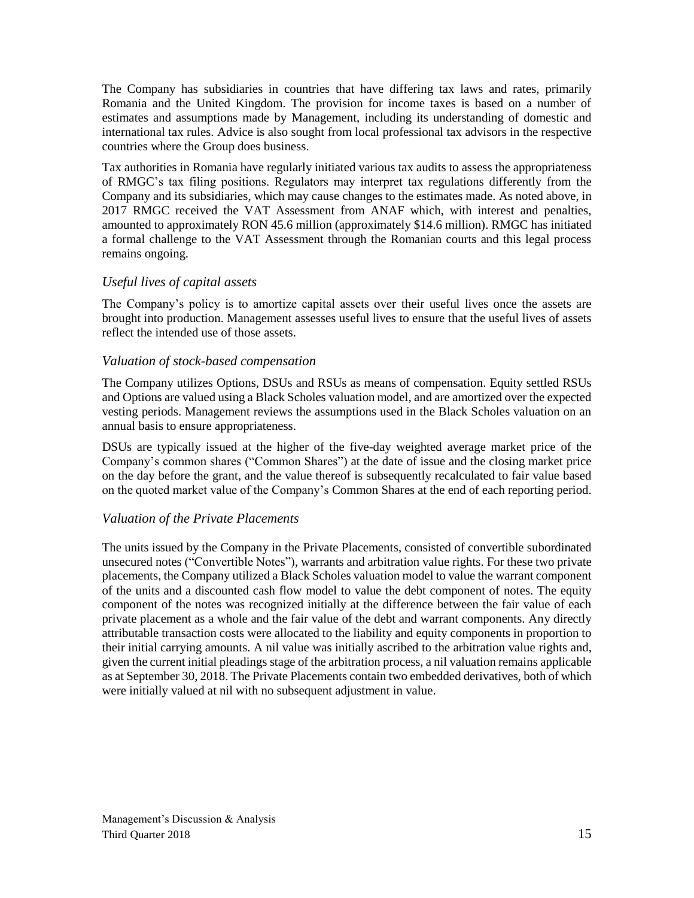The Company has subsidiaries in countries that have differing tax laws and rates, primarily Romania and the United Kingdom. The provision for income taxes is based on a number of estimates and assumptions made by Management, including its understanding of domestic and international tax rules. Advice is also sought from local professional tax advisors in the respective countries where the Group does business.

Tax authorities in Romania have regularly initiated various tax audits to assess the appropriateness of RMGC's tax filing positions. Regulators may interpret tax regulations differently from the Company and its subsidiaries, which may cause changes to the estimates made. As noted above, in 2017 RMGC received the VAT Assessment from ANAF which, with interest and penalties, amounted to approximately RON 45.6 million (approximately $14.6 million). RMGC has initiated a formal challenge to the VAT Assessment through the Romanian courts and this legal process remains ongoing.

### *Useful lives of capital assets*

The Company's policy is to amortize capital assets over their useful lives once the assets are brought into production. Management assesses useful lives to ensure that the useful lives of assets reflect the intended use of those assets.

### *Valuation of stock-based compensation*

The Company utilizes Options, DSUs and RSUs as means of compensation. Equity settled RSUs and Options are valued using a Black Scholes valuation model, and are amortized over the expected vesting periods. Management reviews the assumptions used in the Black Scholes valuation on an annual basis to ensure appropriateness.

DSUs are typically issued at the higher of the five-day weighted average market price of the Company's common shares ("Common Shares") at the date of issue and the closing market price on the day before the grant, and the value thereof is subsequently recalculated to fair value based on the quoted market value of the Company's Common Shares at the end of each reporting period.

### *Valuation of the Private Placements*

The units issued by the Company in the Private Placements, consisted of convertible subordinated unsecured notes ("Convertible Notes"), warrants and arbitration value rights. For these two private placements, the Company utilized a Black Scholes valuation model to value the warrant component of the units and a discounted cash flow model to value the debt component of notes. The equity component of the notes was recognized initially at the difference between the fair value of each private placement as a whole and the fair value of the debt and warrant components. Any directly attributable transaction costs were allocated to the liability and equity components in proportion to their initial carrying amounts. A nil value was initially ascribed to the arbitration value rights and, given the current initial pleadings stage of the arbitration process, a nil valuation remains applicable as at September 30, 2018. The Private Placements contain two embedded derivatives, both of which were initially valued at nil with no subsequent adjustment in value.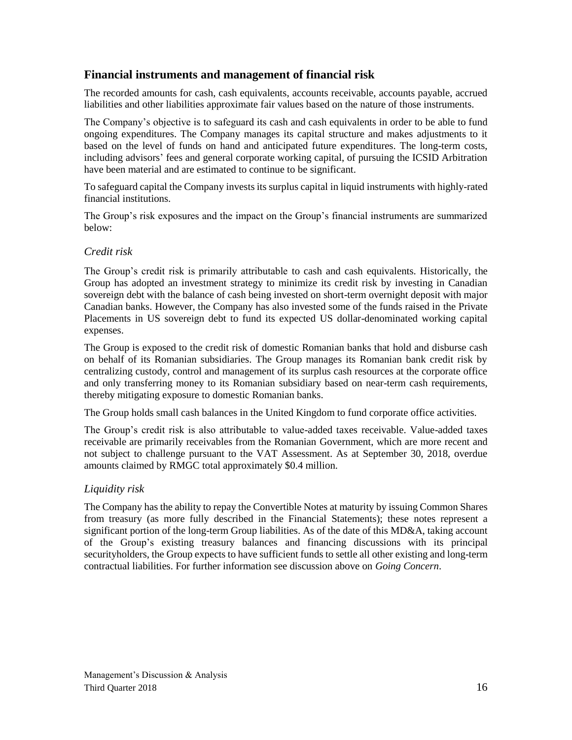## Financial instruments and management of financial risk

The recorded amounts for cash, cash equivalents, accounts receivable, accounts payable, accrued liabilities and other liabilities approximate fair values based on the nature of those instruments.

The Company's objective is to safeguard its cash and cash equivalents in order to be able to fund ongoing expenditures. The Company manages its capital structure and makes adjustments to it based on the level of funds on hand and anticipated future expenditures. The long-term costs, including advisors' fees and general corporate working capital, of pursuing the ICSID Arbitration have been material and are estimated to continue to be significant.

To safeguard capital the Company invests its surplus capital in liquid instruments with highly-rated financial institutions.

The Group's risk exposures and the impact on the Group's financial instruments are summarized below:

### *Credit risk*

The Group's credit risk is primarily attributable to cash and cash equivalents. Historically, the Group has adopted an investment strategy to minimize its credit risk by investing in Canadian sovereign debt with the balance of cash being invested on short-term overnight deposit with major Canadian banks. However, the Company has also invested some of the funds raised in the Private Placements in US sovereign debt to fund its expected US dollar-denominated working capital expenses.

The Group is exposed to the credit risk of domestic Romanian banks that hold and disburse cash on behalf of its Romanian subsidiaries. The Group manages its Romanian bank credit risk by centralizing custody, control and management of its surplus cash resources at the corporate office and only transferring money to its Romanian subsidiary based on near-term cash requirements, thereby mitigating exposure to domestic Romanian banks.

The Group holds small cash balances in the United Kingdom to fund corporate office activities.

The Group's credit risk is also attributable to value-added taxes receivable. Value-added taxes receivable are primarily receivables from the Romanian Government, which are more recent and not subject to challenge pursuant to the VAT Assessment. As at September 30, 2018, overdue amounts claimed by RMGC total approximately $0.4 million.

### *Liquidity risk*

The Company has the ability to repay the Convertible Notes at maturity by issuing Common Shares from treasury (as more fully described in the Financial Statements); these notes represent a significant portion of the long-term Group liabilities. As of the date of this MD&A, taking account of the Group's existing treasury balances and financing discussions with its principal securityholders, the Group expects to have sufficient funds to settle all other existing and long-term contractual liabilities. For further information see discussion above on *Going Concern*.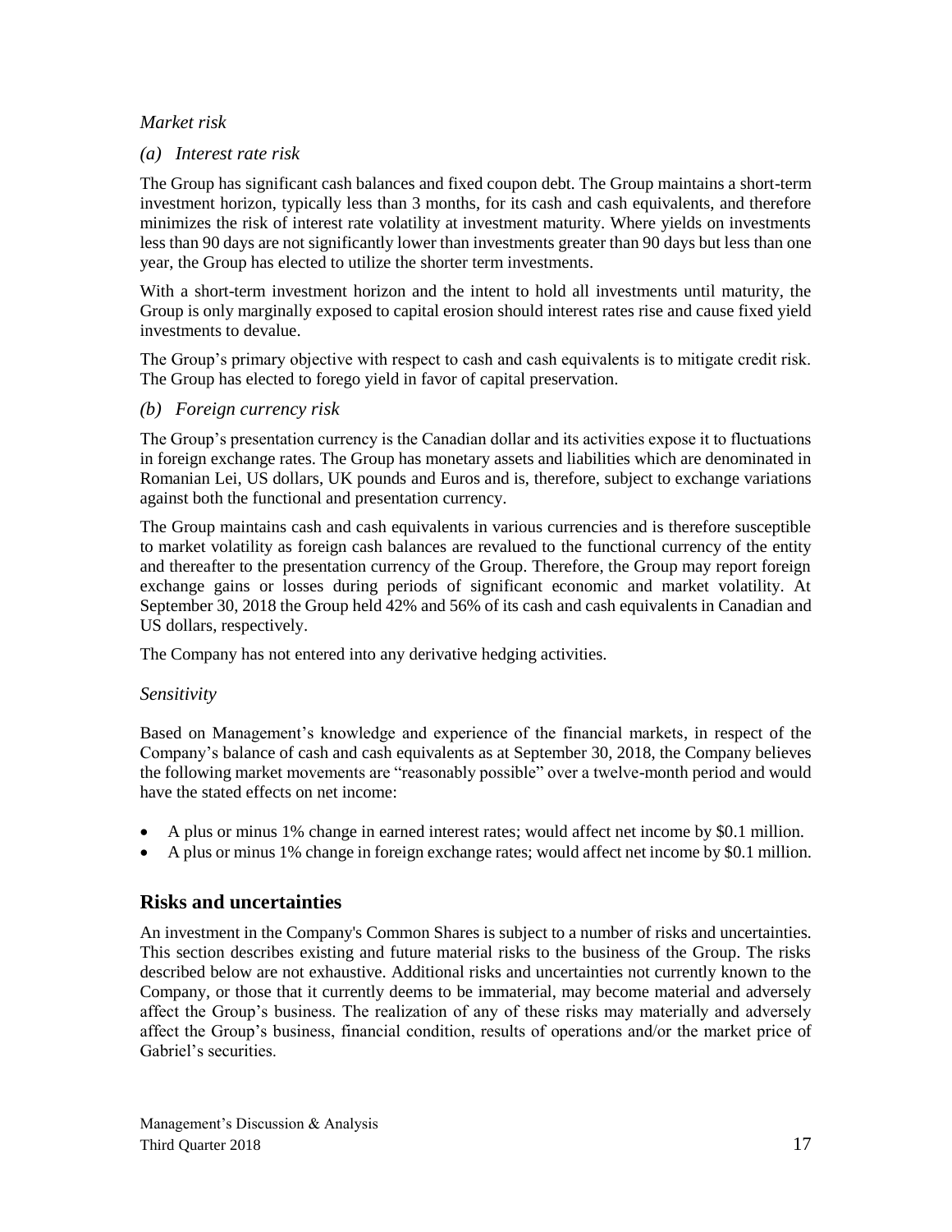*Market risk*

*(a) Interest rate risk*

The Group has significant cash balances and fixed coupon debt. The Group maintains a short-term investment horizon, typically less than 3 months, for its cash and cash equivalents, and therefore minimizes the risk of interest rate volatility at investment maturity. Where yields on investments less than 90 days are not significantly lower than investments greater than 90 days but less than one year, the Group has elected to utilize the shorter term investments.

With a short-term investment horizon and the intent to hold all investments until maturity, the Group is only marginally exposed to capital erosion should interest rates rise and cause fixed yield investments to devalue.

The Group's primary objective with respect to cash and cash equivalents is to mitigate credit risk. The Group has elected to forego yield in favor of capital preservation.

*(b) Foreign currency risk*

The Group's presentation currency is the Canadian dollar and its activities expose it to fluctuations in foreign exchange rates. The Group has monetary assets and liabilities which are denominated in Romanian Lei, US dollars, UK pounds and Euros and is, therefore, subject to exchange variations against both the functional and presentation currency.

The Group maintains cash and cash equivalents in various currencies and is therefore susceptible to market volatility as foreign cash balances are revalued to the functional currency of the entity and thereafter to the presentation currency of the Group. Therefore, the Group may report foreign exchange gains or losses during periods of significant economic and market volatility. At September 30, 2018 the Group held 42% and 56% of its cash and cash equivalents in Canadian and US dollars, respectively.

The Company has not entered into any derivative hedging activities.

*Sensitivity*

Based on Management's knowledge and experience of the financial markets, in respect of the Company's balance of cash and cash equivalents as at September 30, 2018, the Company believes the following market movements are "reasonably possible" over a twelve-month period and would have the stated effects on net income:

- A plus or minus 1% change in earned interest rates; would affect net income by $0.1 million.
- A plus or minus 1% change in foreign exchange rates; would affect net income by $0.1 million.

## Risks and uncertainties

An investment in the Company's Common Shares is subject to a number of risks and uncertainties. This section describes existing and future material risks to the business of the Group. The risks described below are not exhaustive. Additional risks and uncertainties not currently known to the Company, or those that it currently deems to be immaterial, may become material and adversely affect the Group's business. The realization of any of these risks may materially and adversely affect the Group's business, financial condition, results of operations and/or the market price of Gabriel's securities.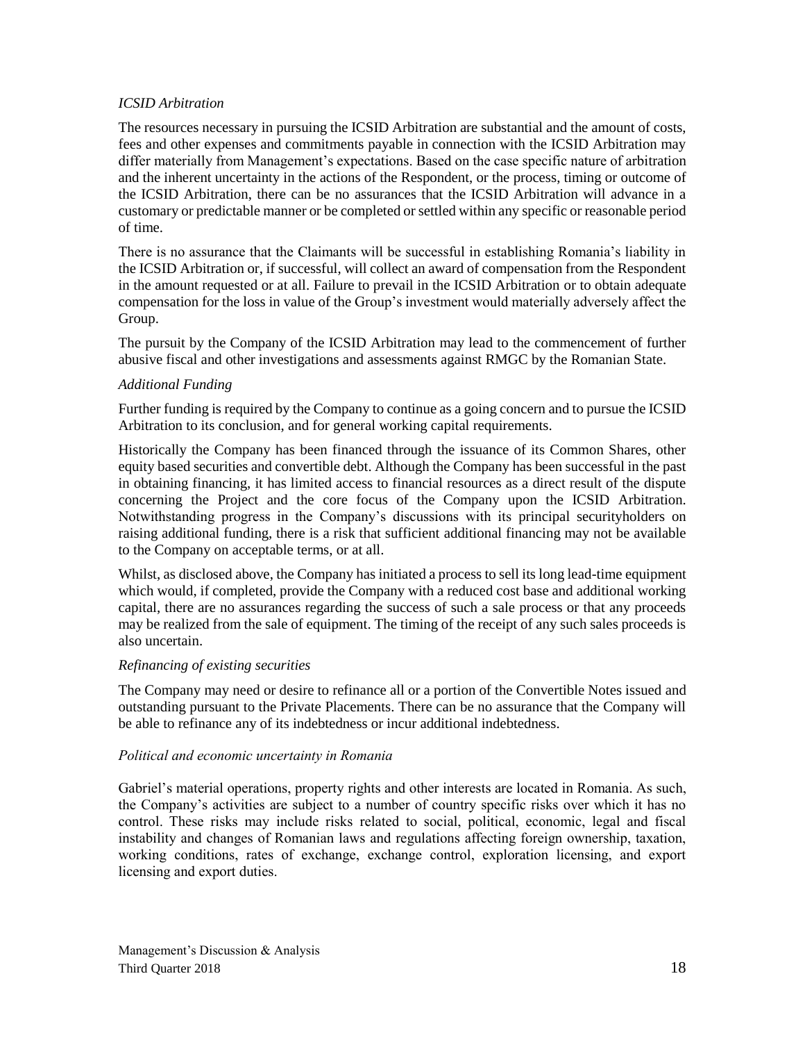*ICSID Arbitration*

The resources necessary in pursuing the ICSID Arbitration are substantial and the amount of costs, fees and other expenses and commitments payable in connection with the ICSID Arbitration may differ materially from Management's expectations. Based on the case specific nature of arbitration and the inherent uncertainty in the actions of the Respondent, or the process, timing or outcome of the ICSID Arbitration, there can be no assurances that the ICSID Arbitration will advance in a customary or predictable manner or be completed or settled within any specific or reasonable period of time.

There is no assurance that the Claimants will be successful in establishing Romania's liability in the ICSID Arbitration or, if successful, will collect an award of compensation from the Respondent in the amount requested or at all. Failure to prevail in the ICSID Arbitration or to obtain adequate compensation for the loss in value of the Group's investment would materially adversely affect the Group.

The pursuit by the Company of the ICSID Arbitration may lead to the commencement of further abusive fiscal and other investigations and assessments against RMGC by the Romanian State.

*Additional Funding*

Further funding is required by the Company to continue as a going concern and to pursue the ICSID Arbitration to its conclusion, and for general working capital requirements.

Historically the Company has been financed through the issuance of its Common Shares, other equity based securities and convertible debt. Although the Company has been successful in the past in obtaining financing, it has limited access to financial resources as a direct result of the dispute concerning the Project and the core focus of the Company upon the ICSID Arbitration. Notwithstanding progress in the Company's discussions with its principal securityholders on raising additional funding, there is a risk that sufficient additional financing may not be available to the Company on acceptable terms, or at all.

Whilst, as disclosed above, the Company has initiated a process to sell its long lead-time equipment which would, if completed, provide the Company with a reduced cost base and additional working capital, there are no assurances regarding the success of such a sale process or that any proceeds may be realized from the sale of equipment. The timing of the receipt of any such sales proceeds is also uncertain.

*Refinancing of existing securities*

The Company may need or desire to refinance all or a portion of the Convertible Notes issued and outstanding pursuant to the Private Placements. There can be no assurance that the Company will be able to refinance any of its indebtedness or incur additional indebtedness.

*Political and economic uncertainty in Romania*

Gabriel's material operations, property rights and other interests are located in Romania. As such, the Company's activities are subject to a number of country specific risks over which it has no control. These risks may include risks related to social, political, economic, legal and fiscal instability and changes of Romanian laws and regulations affecting foreign ownership, taxation, working conditions, rates of exchange, exchange control, exploration licensing, and export licensing and export duties.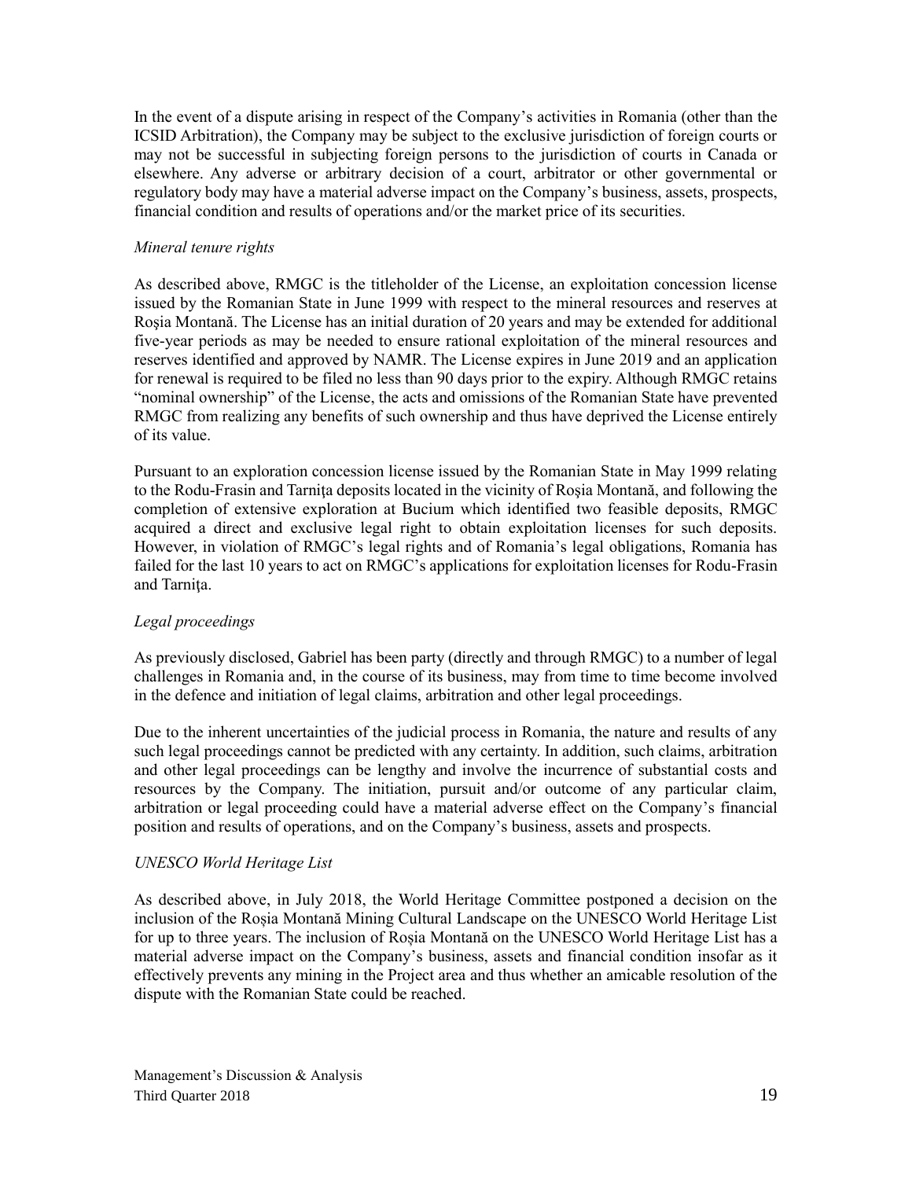In the event of a dispute arising in respect of the Company's activities in Romania (other than the ICSID Arbitration), the Company may be subject to the exclusive jurisdiction of foreign courts or may not be successful in subjecting foreign persons to the jurisdiction of courts in Canada or elsewhere. Any adverse or arbitrary decision of a court, arbitrator or other governmental or regulatory body may have a material adverse impact on the Company's business, assets, prospects, financial condition and results of operations and/or the market price of its securities.

*Mineral tenure rights*

As described above, RMGC is the titleholder of the License, an exploitation concession license issued by the Romanian State in June 1999 with respect to the mineral resources and reserves at Roşia Montană. The License has an initial duration of 20 years and may be extended for additional five-year periods as may be needed to ensure rational exploitation of the mineral resources and reserves identified and approved by NAMR. The License expires in June 2019 and an application for renewal is required to be filed no less than 90 days prior to the expiry. Although RMGC retains "nominal ownership" of the License, the acts and omissions of the Romanian State have prevented RMGC from realizing any benefits of such ownership and thus have deprived the License entirely of its value.

Pursuant to an exploration concession license issued by the Romanian State in May 1999 relating to the Rodu-Frasin and Tarniţa deposits located in the vicinity of Roşia Montană, and following the completion of extensive exploration at Bucium which identified two feasible deposits, RMGC acquired a direct and exclusive legal right to obtain exploitation licenses for such deposits. However, in violation of RMGC's legal rights and of Romania's legal obligations, Romania has failed for the last 10 years to act on RMGC's applications for exploitation licenses for Rodu-Frasin and Tarniţa.

*Legal proceedings*

As previously disclosed, Gabriel has been party (directly and through RMGC) to a number of legal challenges in Romania and, in the course of its business, may from time to time become involved in the defence and initiation of legal claims, arbitration and other legal proceedings.

Due to the inherent uncertainties of the judicial process in Romania, the nature and results of any such legal proceedings cannot be predicted with any certainty. In addition, such claims, arbitration and other legal proceedings can be lengthy and involve the incurrence of substantial costs and resources by the Company. The initiation, pursuit and/or outcome of any particular claim, arbitration or legal proceeding could have a material adverse effect on the Company's financial position and results of operations, and on the Company's business, assets and prospects.

*UNESCO World Heritage List*

As described above, in July 2018, the World Heritage Committee postponed a decision on the inclusion of the Roșia Montană Mining Cultural Landscape on the UNESCO World Heritage List for up to three years. The inclusion of Roșia Montană on the UNESCO World Heritage List has a material adverse impact on the Company's business, assets and financial condition insofar as it effectively prevents any mining in the Project area and thus whether an amicable resolution of the dispute with the Romanian State could be reached.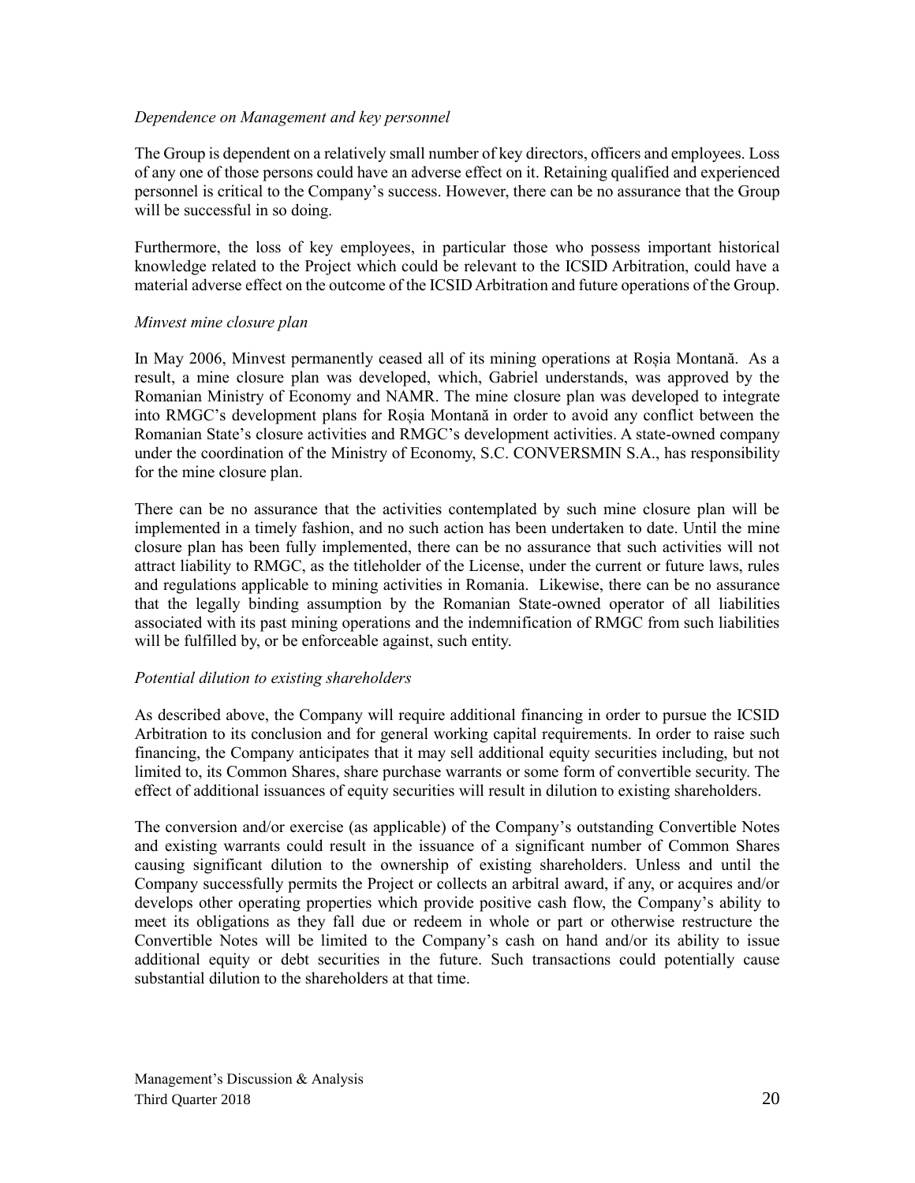*Dependence on Management and key personnel*

The Group is dependent on a relatively small number of key directors, officers and employees. Loss of any one of those persons could have an adverse effect on it. Retaining qualified and experienced personnel is critical to the Company's success. However, there can be no assurance that the Group will be successful in so doing.

Furthermore, the loss of key employees, in particular those who possess important historical knowledge related to the Project which could be relevant to the ICSID Arbitration, could have a material adverse effect on the outcome of the ICSID Arbitration and future operations of the Group.

*Minvest mine closure plan*

In May 2006, Minvest permanently ceased all of its mining operations at Roșia Montană. As a result, a mine closure plan was developed, which, Gabriel understands, was approved by the Romanian Ministry of Economy and NAMR. The mine closure plan was developed to integrate into RMGC's development plans for Roșia Montană in order to avoid any conflict between the Romanian State's closure activities and RMGC's development activities. A state-owned company under the coordination of the Ministry of Economy, S.C. CONVERSMIN S.A., has responsibility for the mine closure plan.

There can be no assurance that the activities contemplated by such mine closure plan will be implemented in a timely fashion, and no such action has been undertaken to date. Until the mine closure plan has been fully implemented, there can be no assurance that such activities will not attract liability to RMGC, as the titleholder of the License, under the current or future laws, rules and regulations applicable to mining activities in Romania. Likewise, there can be no assurance that the legally binding assumption by the Romanian State-owned operator of all liabilities associated with its past mining operations and the indemnification of RMGC from such liabilities will be fulfilled by, or be enforceable against, such entity.

*Potential dilution to existing shareholders*

As described above, the Company will require additional financing in order to pursue the ICSID Arbitration to its conclusion and for general working capital requirements. In order to raise such financing, the Company anticipates that it may sell additional equity securities including, but not limited to, its Common Shares, share purchase warrants or some form of convertible security. The effect of additional issuances of equity securities will result in dilution to existing shareholders.

The conversion and/or exercise (as applicable) of the Company's outstanding Convertible Notes and existing warrants could result in the issuance of a significant number of Common Shares causing significant dilution to the ownership of existing shareholders. Unless and until the Company successfully permits the Project or collects an arbitral award, if any, or acquires and/or develops other operating properties which provide positive cash flow, the Company's ability to meet its obligations as they fall due or redeem in whole or part or otherwise restructure the Convertible Notes will be limited to the Company's cash on hand and/or its ability to issue additional equity or debt securities in the future. Such transactions could potentially cause substantial dilution to the shareholders at that time.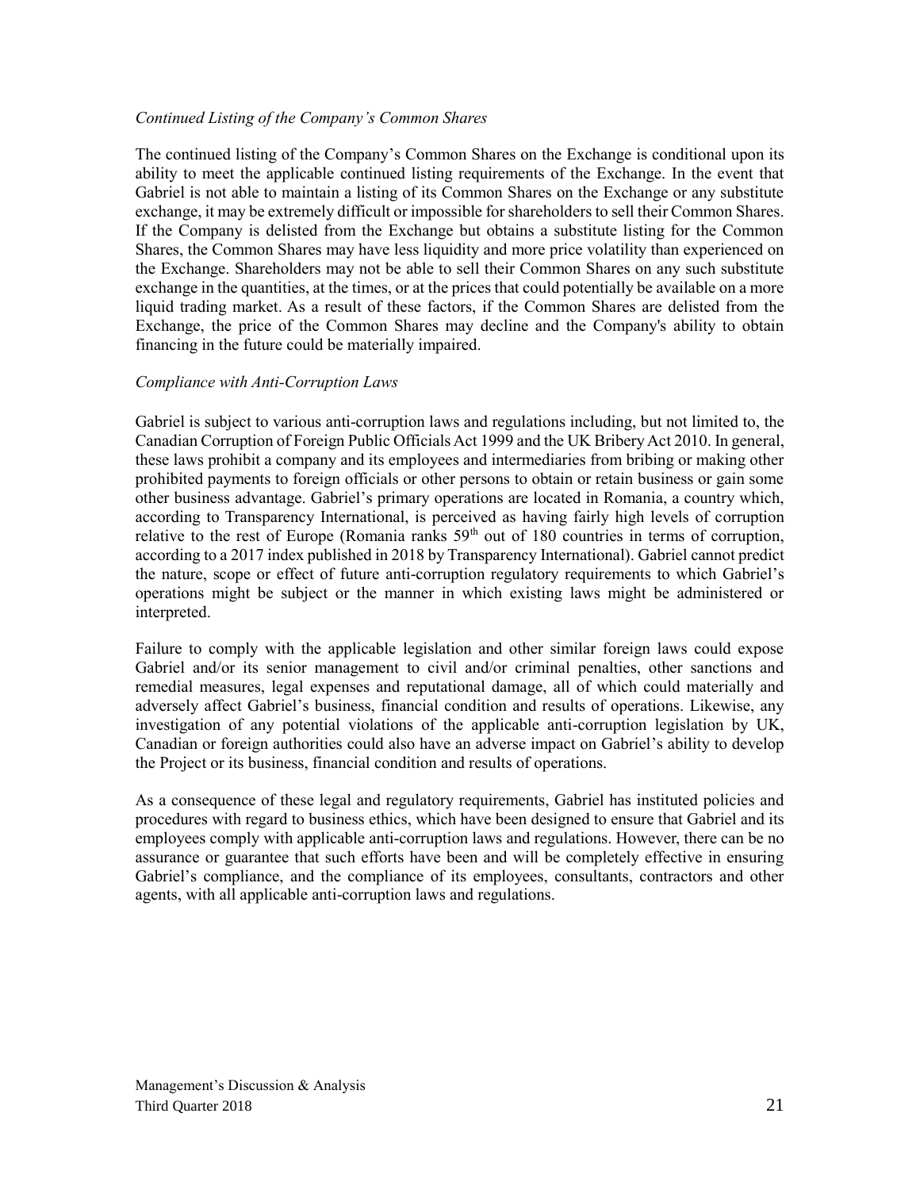*Continued Listing of the Company's Common Shares*

The continued listing of the Company's Common Shares on the Exchange is conditional upon its ability to meet the applicable continued listing requirements of the Exchange. In the event that Gabriel is not able to maintain a listing of its Common Shares on the Exchange or any substitute exchange, it may be extremely difficult or impossible for shareholders to sell their Common Shares. If the Company is delisted from the Exchange but obtains a substitute listing for the Common Shares, the Common Shares may have less liquidity and more price volatility than experienced on the Exchange. Shareholders may not be able to sell their Common Shares on any such substitute exchange in the quantities, at the times, or at the prices that could potentially be available on a more liquid trading market. As a result of these factors, if the Common Shares are delisted from the Exchange, the price of the Common Shares may decline and the Company's ability to obtain financing in the future could be materially impaired.

*Compliance with Anti-Corruption Laws*

Gabriel is subject to various anti-corruption laws and regulations including, but not limited to, the Canadian Corruption of Foreign Public Officials Act 1999 and the UK Bribery Act 2010. In general, these laws prohibit a company and its employees and intermediaries from bribing or making other prohibited payments to foreign officials or other persons to obtain or retain business or gain some other business advantage. Gabriel's primary operations are located in Romania, a country which, according to Transparency International, is perceived as having fairly high levels of corruption relative to the rest of Europe (Romania ranks 59th out of 180 countries in terms of corruption, according to a 2017 index published in 2018 by Transparency International). Gabriel cannot predict the nature, scope or effect of future anti-corruption regulatory requirements to which Gabriel's operations might be subject or the manner in which existing laws might be administered or interpreted.

Failure to comply with the applicable legislation and other similar foreign laws could expose Gabriel and/or its senior management to civil and/or criminal penalties, other sanctions and remedial measures, legal expenses and reputational damage, all of which could materially and adversely affect Gabriel's business, financial condition and results of operations. Likewise, any investigation of any potential violations of the applicable anti-corruption legislation by UK, Canadian or foreign authorities could also have an adverse impact on Gabriel's ability to develop the Project or its business, financial condition and results of operations.

As a consequence of these legal and regulatory requirements, Gabriel has instituted policies and procedures with regard to business ethics, which have been designed to ensure that Gabriel and its employees comply with applicable anti-corruption laws and regulations. However, there can be no assurance or guarantee that such efforts have been and will be completely effective in ensuring Gabriel's compliance, and the compliance of its employees, consultants, contractors and other agents, with all applicable anti-corruption laws and regulations.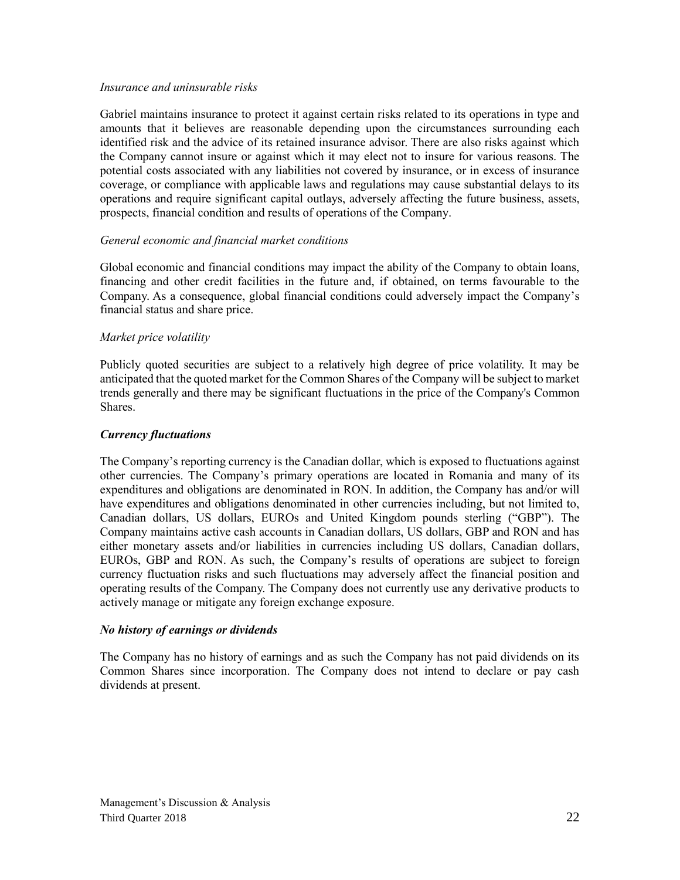*Insurance and uninsurable risks*

Gabriel maintains insurance to protect it against certain risks related to its operations in type and amounts that it believes are reasonable depending upon the circumstances surrounding each identified risk and the advice of its retained insurance advisor. There are also risks against which the Company cannot insure or against which it may elect not to insure for various reasons. The potential costs associated with any liabilities not covered by insurance, or in excess of insurance coverage, or compliance with applicable laws and regulations may cause substantial delays to its operations and require significant capital outlays, adversely affecting the future business, assets, prospects, financial condition and results of operations of the Company.

*General economic and financial market conditions*

Global economic and financial conditions may impact the ability of the Company to obtain loans, financing and other credit facilities in the future and, if obtained, on terms favourable to the Company. As a consequence, global financial conditions could adversely impact the Company's financial status and share price.

*Market price volatility*

Publicly quoted securities are subject to a relatively high degree of price volatility. It may be anticipated that the quoted market for the Common Shares of the Company will be subject to market trends generally and there may be significant fluctuations in the price of the Company's Common Shares.

***Currency fluctuations***

The Company's reporting currency is the Canadian dollar, which is exposed to fluctuations against other currencies. The Company's primary operations are located in Romania and many of its expenditures and obligations are denominated in RON. In addition, the Company has and/or will have expenditures and obligations denominated in other currencies including, but not limited to, Canadian dollars, US dollars, EUROs and United Kingdom pounds sterling ("GBP"). The Company maintains active cash accounts in Canadian dollars, US dollars, GBP and RON and has either monetary assets and/or liabilities in currencies including US dollars, Canadian dollars, EUROs, GBP and RON. As such, the Company's results of operations are subject to foreign currency fluctuation risks and such fluctuations may adversely affect the financial position and operating results of the Company. The Company does not currently use any derivative products to actively manage or mitigate any foreign exchange exposure.

***No history of earnings or dividends***

The Company has no history of earnings and as such the Company has not paid dividends on its Common Shares since incorporation. The Company does not intend to declare or pay cash dividends at present.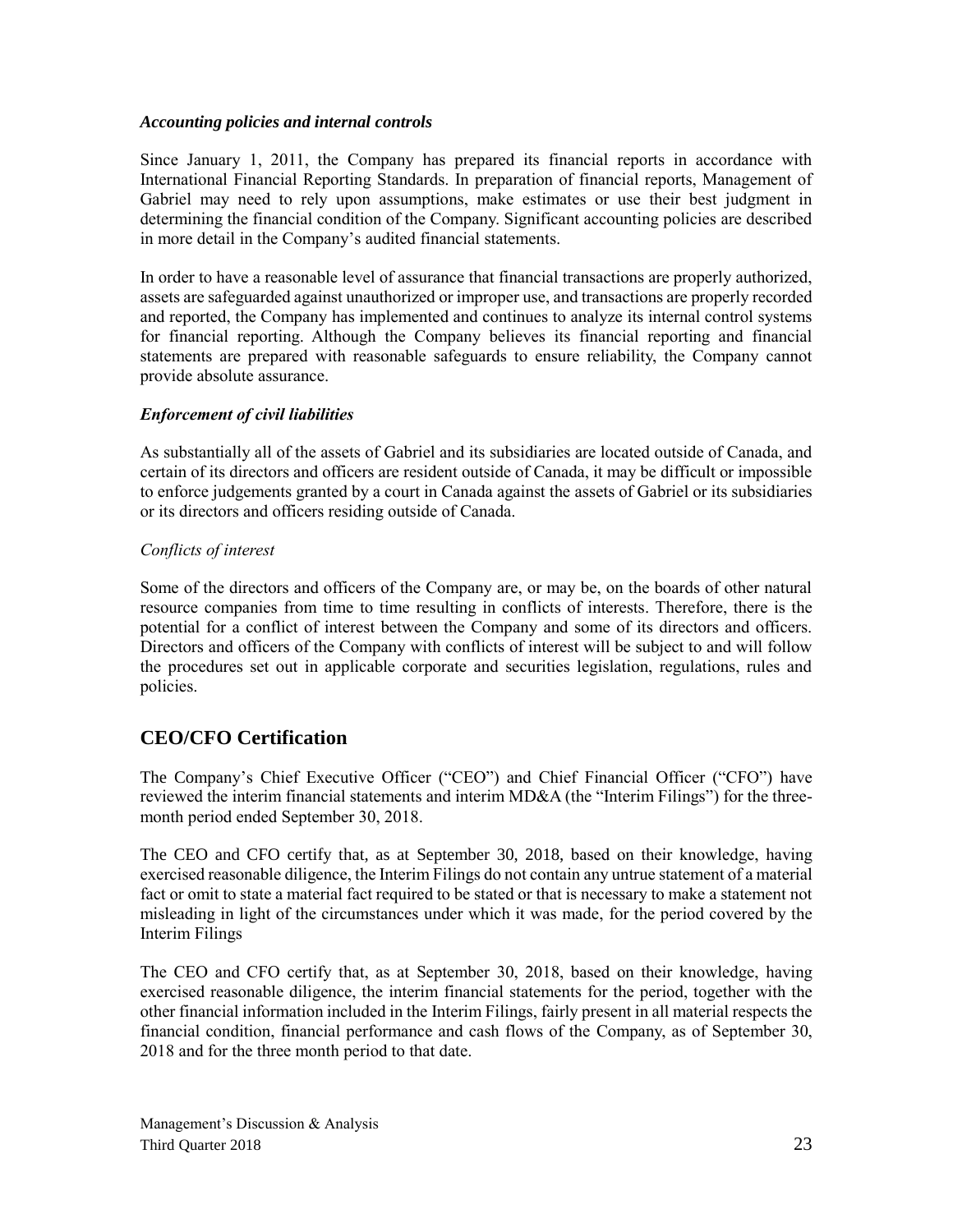***Accounting policies and internal controls***

Since January 1, 2011, the Company has prepared its financial reports in accordance with International Financial Reporting Standards. In preparation of financial reports, Management of Gabriel may need to rely upon assumptions, make estimates or use their best judgment in determining the financial condition of the Company. Significant accounting policies are described in more detail in the Company's audited financial statements.

In order to have a reasonable level of assurance that financial transactions are properly authorized, assets are safeguarded against unauthorized or improper use, and transactions are properly recorded and reported, the Company has implemented and continues to analyze its internal control systems for financial reporting. Although the Company believes its financial reporting and financial statements are prepared with reasonable safeguards to ensure reliability, the Company cannot provide absolute assurance.

***Enforcement of civil liabilities***

As substantially all of the assets of Gabriel and its subsidiaries are located outside of Canada, and certain of its directors and officers are resident outside of Canada, it may be difficult or impossible to enforce judgements granted by a court in Canada against the assets of Gabriel or its subsidiaries or its directors and officers residing outside of Canada.

*Conflicts of interest*

Some of the directors and officers of the Company are, or may be, on the boards of other natural resource companies from time to time resulting in conflicts of interests. Therefore, there is the potential for a conflict of interest between the Company and some of its directors and officers. Directors and officers of the Company with conflicts of interest will be subject to and will follow the procedures set out in applicable corporate and securities legislation, regulations, rules and policies.

## CEO/CFO Certification

The Company's Chief Executive Officer ("CEO") and Chief Financial Officer ("CFO") have reviewed the interim financial statements and interim MD&A (the "Interim Filings") for the three-month period ended September 30, 2018.

The CEO and CFO certify that, as at September 30, 2018, based on their knowledge, having exercised reasonable diligence, the Interim Filings do not contain any untrue statement of a material fact or omit to state a material fact required to be stated or that is necessary to make a statement not misleading in light of the circumstances under which it was made, for the period covered by the Interim Filings

The CEO and CFO certify that, as at September 30, 2018, based on their knowledge, having exercised reasonable diligence, the interim financial statements for the period, together with the other financial information included in the Interim Filings, fairly present in all material respects the financial condition, financial performance and cash flows of the Company, as of September 30, 2018 and for the three month period to that date.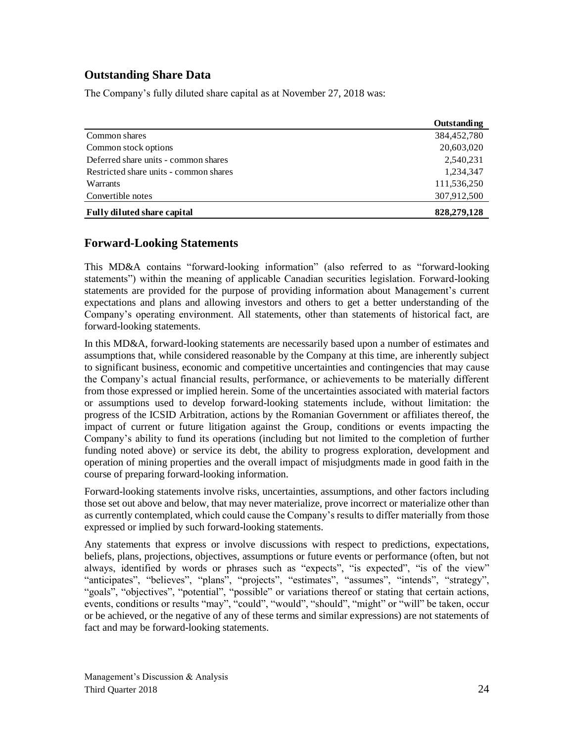## Outstanding Share Data

The Company's fully diluted share capital as at November 27, 2018 was:

| | Outstanding |
|---|---|
| Common shares | 384,452,780 |
| Common stock options | 20,603,020 |
| Deferred share units - common shares | 2,540,231 |
| Restricted share units - common shares | 1,234,347 |
| Warrants | 111,536,250 |
| Convertible notes | 307,912,500 |
| **Fully diluted share capital** | **828,279,128** |

## Forward-Looking Statements

This MD&A contains "forward-looking information" (also referred to as "forward-looking statements") within the meaning of applicable Canadian securities legislation. Forward-looking statements are provided for the purpose of providing information about Management's current expectations and plans and allowing investors and others to get a better understanding of the Company's operating environment. All statements, other than statements of historical fact, are forward-looking statements.

In this MD&A, forward-looking statements are necessarily based upon a number of estimates and assumptions that, while considered reasonable by the Company at this time, are inherently subject to significant business, economic and competitive uncertainties and contingencies that may cause the Company's actual financial results, performance, or achievements to be materially different from those expressed or implied herein. Some of the uncertainties associated with material factors or assumptions used to develop forward-looking statements include, without limitation: the progress of the ICSID Arbitration, actions by the Romanian Government or affiliates thereof, the impact of current or future litigation against the Group, conditions or events impacting the Company's ability to fund its operations (including but not limited to the completion of further funding noted above) or service its debt, the ability to progress exploration, development and operation of mining properties and the overall impact of misjudgments made in good faith in the course of preparing forward-looking information.

Forward-looking statements involve risks, uncertainties, assumptions, and other factors including those set out above and below, that may never materialize, prove incorrect or materialize other than as currently contemplated, which could cause the Company's results to differ materially from those expressed or implied by such forward-looking statements.

Any statements that express or involve discussions with respect to predictions, expectations, beliefs, plans, projections, objectives, assumptions or future events or performance (often, but not always, identified by words or phrases such as "expects", "is expected", "is of the view" "anticipates", "believes", "plans", "projects", "estimates", "assumes", "intends", "strategy", "goals", "objectives", "potential", "possible" or variations thereof or stating that certain actions, events, conditions or results "may", "could", "would", "should", "might" or "will" be taken, occur or be achieved, or the negative of any of these terms and similar expressions) are not statements of fact and may be forward-looking statements.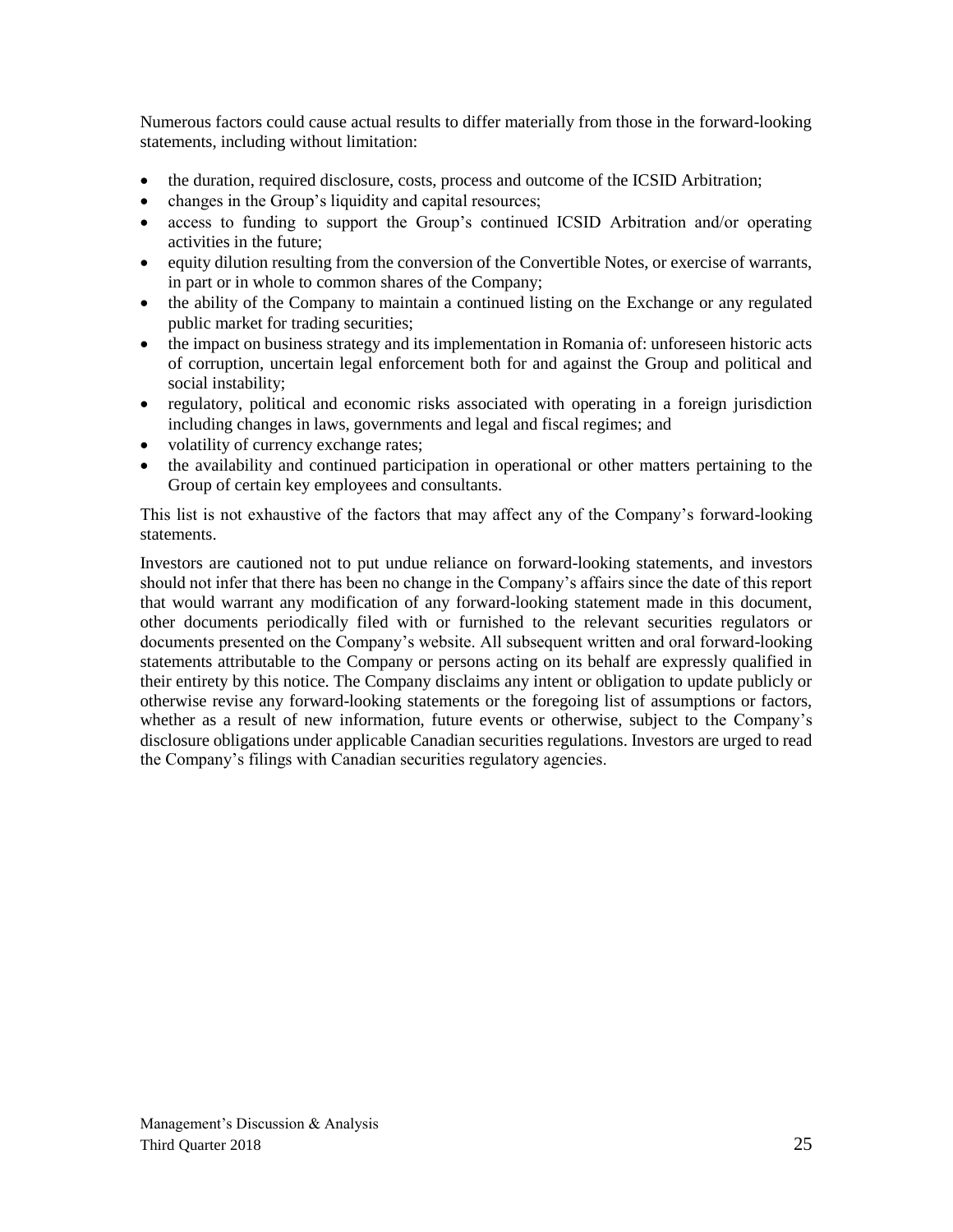Numerous factors could cause actual results to differ materially from those in the forward-looking statements, including without limitation:

- the duration, required disclosure, costs, process and outcome of the ICSID Arbitration;
- changes in the Group's liquidity and capital resources;
- access to funding to support the Group's continued ICSID Arbitration and/or operating activities in the future;
- equity dilution resulting from the conversion of the Convertible Notes, or exercise of warrants, in part or in whole to common shares of the Company;
- the ability of the Company to maintain a continued listing on the Exchange or any regulated public market for trading securities;
- the impact on business strategy and its implementation in Romania of: unforeseen historic acts of corruption, uncertain legal enforcement both for and against the Group and political and social instability;
- regulatory, political and economic risks associated with operating in a foreign jurisdiction including changes in laws, governments and legal and fiscal regimes; and
- volatility of currency exchange rates;
- the availability and continued participation in operational or other matters pertaining to the Group of certain key employees and consultants.

This list is not exhaustive of the factors that may affect any of the Company's forward-looking statements.

Investors are cautioned not to put undue reliance on forward-looking statements, and investors should not infer that there has been no change in the Company's affairs since the date of this report that would warrant any modification of any forward-looking statement made in this document, other documents periodically filed with or furnished to the relevant securities regulators or documents presented on the Company's website. All subsequent written and oral forward-looking statements attributable to the Company or persons acting on its behalf are expressly qualified in their entirety by this notice. The Company disclaims any intent or obligation to update publicly or otherwise revise any forward-looking statements or the foregoing list of assumptions or factors, whether as a result of new information, future events or otherwise, subject to the Company's disclosure obligations under applicable Canadian securities regulations. Investors are urged to read the Company's filings with Canadian securities regulatory agencies.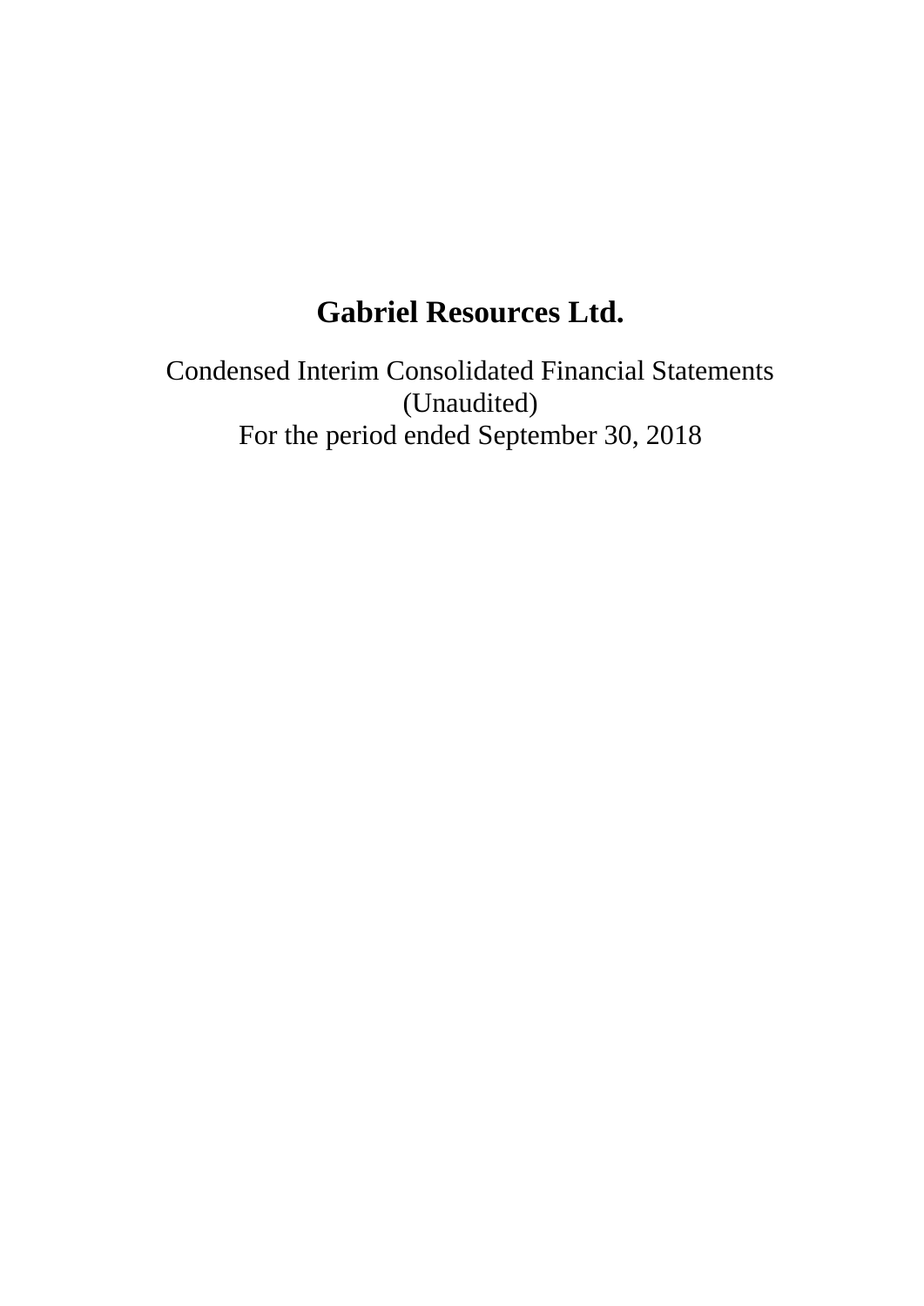# Gabriel Resources Ltd.

Condensed Interim Consolidated Financial Statements
(Unaudited)
For the period ended September 30, 2018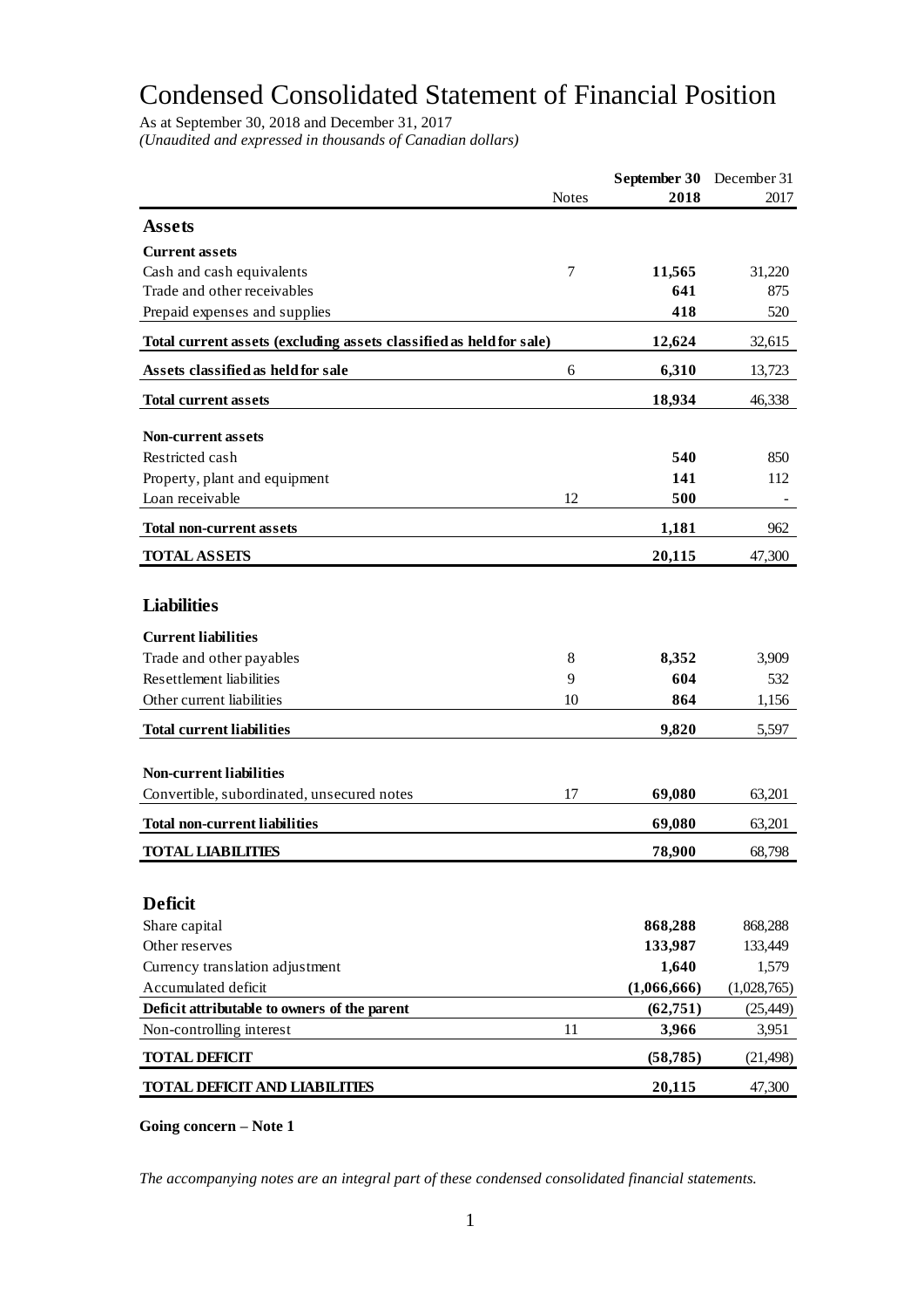# Condensed Consolidated Statement of Financial Position

As at September 30, 2018 and December 31, 2017

*(Unaudited and expressed in thousands of Canadian dollars)*

| | Notes | **September 30 2018** | December 31 2017 |
|---|---|---|---|
| **Assets** | | | |
| **Current assets** | | | |
| Cash and cash equivalents | 7 | **11,565** | 31,220 |
| Trade and other receivables | | **641** | 875 |
| Prepaid expenses and supplies | | **418** | 520 |
| **Total current assets (excluding assets classified as held for sale)** | | **12,624** | 32,615 |
| **Assets classified as held for sale** | 6 | **6,310** | 13,723 |
| **Total current assets** | | **18,934** | 46,338 |
| **Non-current assets** | | | |
| Restricted cash | | **540** | 850 |
| Property, plant and equipment | | **141** | 112 |
| Loan receivable | 12 | **500** | - |
| **Total non-current assets** | | **1,181** | 962 |
| **TOTAL ASSETS** | | **20,115** | 47,300 |
| **Liabilities** | | | |
| **Current liabilities** | | | |
| Trade and other payables | 8 | **8,352** | 3,909 |
| Resettlement liabilities | 9 | **604** | 532 |
| Other current liabilities | 10 | **864** | 1,156 |
| **Total current liabilities** | | **9,820** | 5,597 |
| **Non-current liabilities** | | | |
| Convertible, subordinated, unsecured notes | 17 | **69,080** | 63,201 |
| **Total non-current liabilities** | | **69,080** | 63,201 |
| **TOTAL LIABILITIES** | | **78,900** | 68,798 |
| **Deficit** | | | |
| Share capital | | **868,288** | 868,288 |
| Other reserves | | **133,987** | 133,449 |
| Currency translation adjustment | | **1,640** | 1,579 |
| Accumulated deficit | | **(1,066,666)** | (1,028,765) |
| **Deficit attributable to owners of the parent** | | **(62,751)** | (25,449) |
| Non-controlling interest | 11 | **3,966** | 3,951 |
| **TOTAL DEFICIT** | | **(58,785)** | (21,498) |
| **TOTAL DEFICIT AND LIABILITIES** | | **20,115** | 47,300 |

**Going concern – Note 1**

*The accompanying notes are an integral part of these condensed consolidated financial statements.*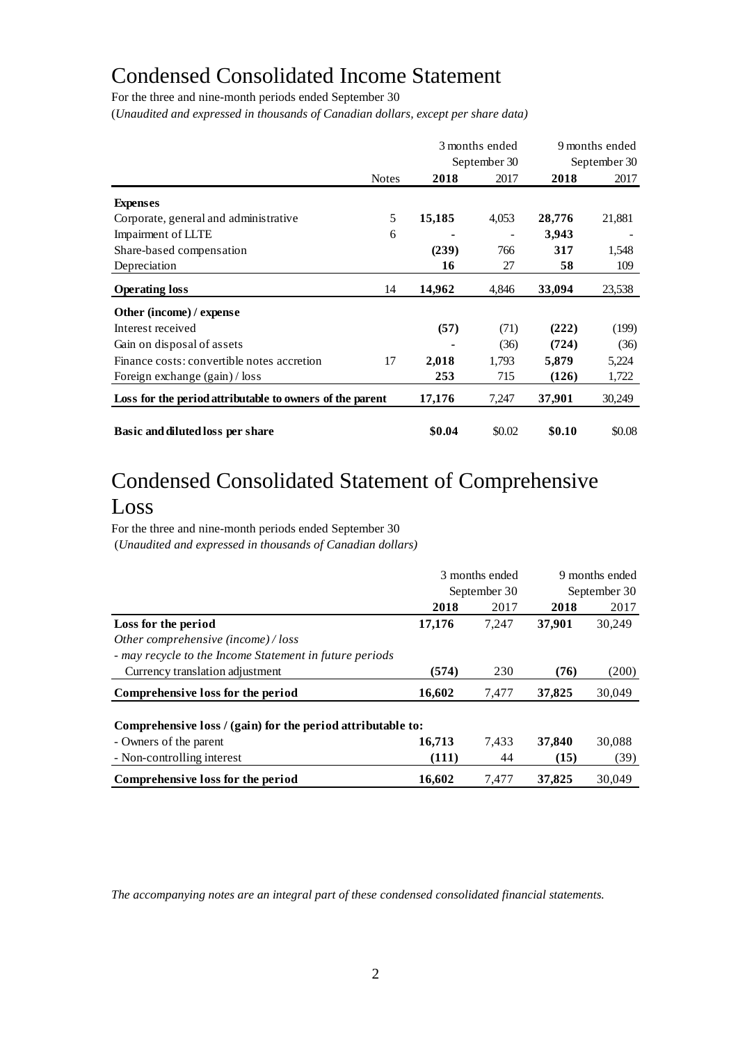# Condensed Consolidated Income Statement

For the three and nine-month periods ended September 30

(*Unaudited and expressed in thousands of Canadian dollars, except per share data)*

| | | 3 months ended September 30 | | 9 months ended September 30 | |
|---|---|---|---|---|---|
| | Notes | **2018** | 2017 | **2018** | 2017 |
| **Expenses** | | | | | |
| Corporate, general and administrative | 5 | **15,185** | 4,053 | **28,776** | 21,881 |
| Impairment of LLTE | 6 | **-** | - | **3,943** | - |
| Share-based compensation | | **(239)** | 766 | **317** | 1,548 |
| Depreciation | | **16** | 27 | **58** | 109 |
| **Operating loss** | 14 | **14,962** | 4,846 | **33,094** | 23,538 |
| **Other (income) / expense** | | | | | |
| Interest received | | **(57)** | (71) | **(222)** | (199) |
| Gain on disposal of assets | | **-** | (36) | **(724)** | (36) |
| Finance costs: convertible notes accretion | 17 | **2,018** | 1,793 | **5,879** | 5,224 |
| Foreign exchange (gain) / loss | | **253** | 715 | **(126)** | 1,722 |
| **Loss for the period attributable to owners of the parent** | | **17,176** | 7,247 | **37,901** | 30,249 |
| **Basic and diluted loss per share** | | **$0.04** | $0.02 | **$0.10** | $0.08 |

# Condensed Consolidated Statement of Comprehensive Loss

For the three and nine-month periods ended September 30

(*Unaudited and expressed in thousands of Canadian dollars)*

| | 3 months ended September 30 | | 9 months ended September 30 | |
|---|---|---|---|---|
| | **2018** | 2017 | **2018** | 2017 |
| **Loss for the period** | **17,176** | 7,247 | **37,901** | 30,249 |
| *Other comprehensive (income) / loss* | | | | |
| *- may recycle to the Income Statement in future periods* | | | | |
| Currency translation adjustment | **(574)** | 230 | **(76)** | (200) |
| **Comprehensive loss for the period** | **16,602** | 7,477 | **37,825** | 30,049 |
| **Comprehensive loss / (gain) for the period attributable to:** | | | | |
| - Owners of the parent | **16,713** | 7,433 | **37,840** | 30,088 |
| - Non-controlling interest | **(111)** | 44 | **(15)** | (39) |
| **Comprehensive loss for the period** | **16,602** | 7,477 | **37,825** | 30,049 |

*The accompanying notes are an integral part of these condensed consolidated financial statements.*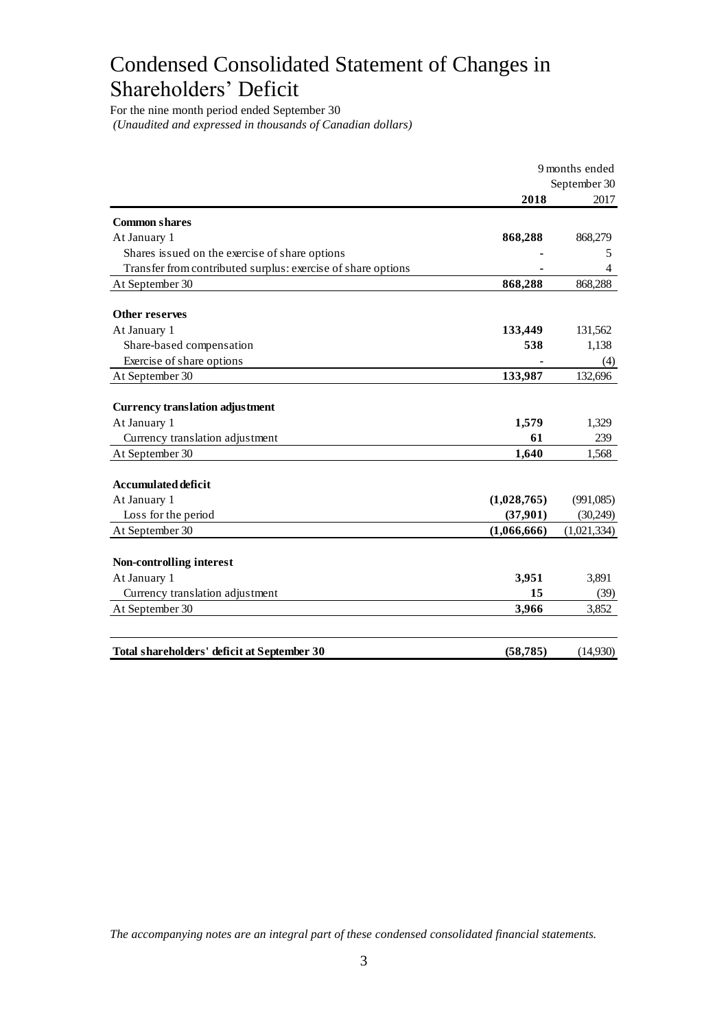# Condensed Consolidated Statement of Changes in Shareholders' Deficit

For the nine month period ended September 30

*(Unaudited and expressed in thousands of Canadian dollars)*

| | 9 months ended September 30 | |
|---|---|---|
| | **2018** | 2017 |
| **Common shares** | | |
| At January 1 | **868,288** | 868,279 |
| Shares issued on the exercise of share options | **-** | 5 |
| Transfer from contributed surplus: exercise of share options | **-** | 4 |
| At September 30 | **868,288** | 868,288 |
| **Other reserves** | | |
| At January 1 | **133,449** | 131,562 |
| Share-based compensation | **538** | 1,138 |
| Exercise of share options | **-** | (4) |
| At September 30 | **133,987** | 132,696 |
| **Currency translation adjustment** | | |
| At January 1 | **1,579** | 1,329 |
| Currency translation adjustment | **61** | 239 |
| At September 30 | **1,640** | 1,568 |
| **Accumulated deficit** | | |
| At January 1 | **(1,028,765)** | (991,085) |
| Loss for the period | **(37,901)** | (30,249) |
| At September 30 | **(1,066,666)** | (1,021,334) |
| **Non-controlling interest** | | |
| At January 1 | **3,951** | 3,891 |
| Currency translation adjustment | **15** | (39) |
| At September 30 | **3,966** | 3,852 |
| **Total shareholders' deficit at September 30** | **(58,785)** | (14,930) |

*The accompanying notes are an integral part of these condensed consolidated financial statements.*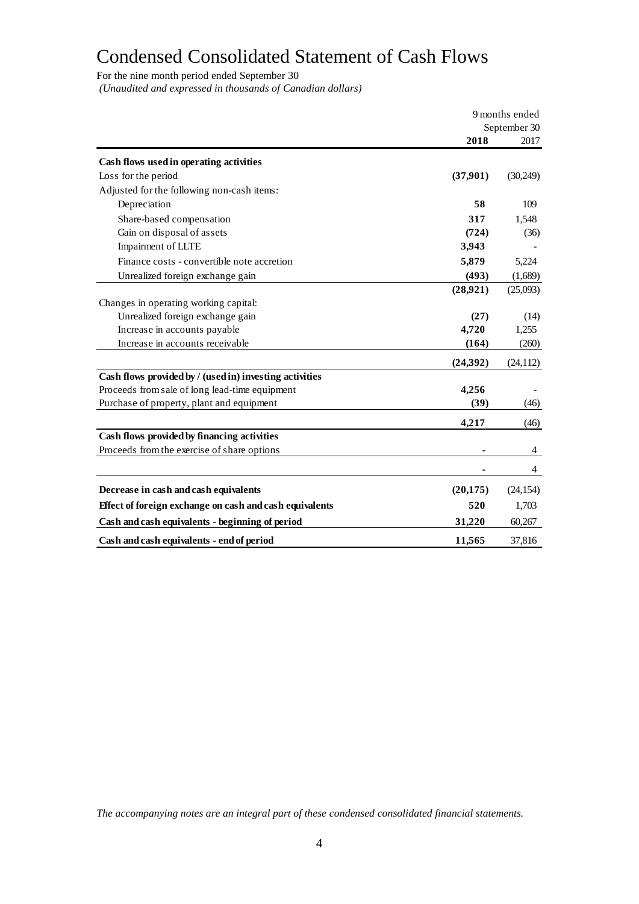# Condensed Consolidated Statement of Cash Flows

For the nine month period ended September 30

*(Unaudited and expressed in thousands of Canadian dollars)*

| | 9 months ended September 30 | |
|---|---|---|
| | **2018** | 2017 |
| **Cash flows used in operating activities** | | |
| Loss for the period | **(37,901)** | (30,249) |
| Adjusted for the following non-cash items: | | |
| Depreciation | **58** | 109 |
| Share-based compensation | **317** | 1,548 |
| Gain on disposal of assets | **(724)** | (36) |
| Impairment of LLTE | **3,943** | - |
| Finance costs - convertible note accretion | **5,879** | 5,224 |
| Unrealized foreign exchange gain | **(493)** | (1,689) |
| | **(28,921)** | (25,093) |
| Changes in operating working capital: | | |
| Unrealized foreign exchange gain | **(27)** | (14) |
| Increase in accounts payable | **4,720** | 1,255 |
| Increase in accounts receivable | **(164)** | (260) |
| | **(24,392)** | (24,112) |
| **Cash flows provided by / (used in) investing activities** | | |
| Proceeds from sale of long lead-time equipment | **4,256** | - |
| Purchase of property, plant and equipment | **(39)** | (46) |
| | **4,217** | (46) |
| **Cash flows provided by financing activities** | | |
| Proceeds from the exercise of share options | **-** | 4 |
| | **-** | 4 |
| **Decrease in cash and cash equivalents** | **(20,175)** | (24,154) |
| **Effect of foreign exchange on cash and cash equivalents** | **520** | 1,703 |
| **Cash and cash equivalents - beginning of period** | **31,220** | 60,267 |
| **Cash and cash equivalents - end of period** | **11,565** | 37,816 |

*The accompanying notes are an integral part of these condensed consolidated financial statements.*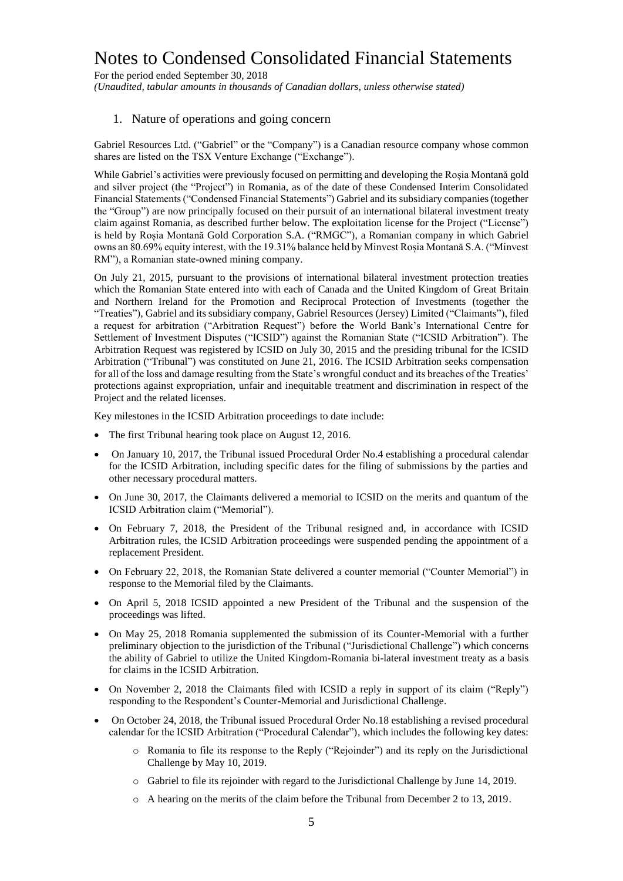# Notes to Condensed Consolidated Financial Statements

For the period ended September 30, 2018

*(Unaudited, tabular amounts in thousands of Canadian dollars, unless otherwise stated)*

## 1. Nature of operations and going concern

Gabriel Resources Ltd. ("Gabriel" or the "Company") is a Canadian resource company whose common shares are listed on the TSX Venture Exchange ("Exchange").

While Gabriel's activities were previously focused on permitting and developing the Roșia Montană gold and silver project (the "Project") in Romania, as of the date of these Condensed Interim Consolidated Financial Statements ("Condensed Financial Statements") Gabriel and its subsidiary companies (together the "Group") are now principally focused on their pursuit of an international bilateral investment treaty claim against Romania, as described further below. The exploitation license for the Project ("License") is held by Roșia Montană Gold Corporation S.A. ("RMGC"), a Romanian company in which Gabriel owns an 80.69% equity interest, with the 19.31% balance held by Minvest Roșia Montană S.A. ("Minvest RM"), a Romanian state-owned mining company.

On July 21, 2015, pursuant to the provisions of international bilateral investment protection treaties which the Romanian State entered into with each of Canada and the United Kingdom of Great Britain and Northern Ireland for the Promotion and Reciprocal Protection of Investments (together the "Treaties"), Gabriel and its subsidiary company, Gabriel Resources (Jersey) Limited ("Claimants"), filed a request for arbitration ("Arbitration Request") before the World Bank's International Centre for Settlement of Investment Disputes ("ICSID") against the Romanian State ("ICSID Arbitration"). The Arbitration Request was registered by ICSID on July 30, 2015 and the presiding tribunal for the ICSID Arbitration ("Tribunal") was constituted on June 21, 2016. The ICSID Arbitration seeks compensation for all of the loss and damage resulting from the State's wrongful conduct and its breaches of the Treaties' protections against expropriation, unfair and inequitable treatment and discrimination in respect of the Project and the related licenses.

Key milestones in the ICSID Arbitration proceedings to date include:

- The first Tribunal hearing took place on August 12, 2016.
- On January 10, 2017, the Tribunal issued Procedural Order No.4 establishing a procedural calendar for the ICSID Arbitration, including specific dates for the filing of submissions by the parties and other necessary procedural matters.
- On June 30, 2017, the Claimants delivered a memorial to ICSID on the merits and quantum of the ICSID Arbitration claim ("Memorial").
- On February 7, 2018, the President of the Tribunal resigned and, in accordance with ICSID Arbitration rules, the ICSID Arbitration proceedings were suspended pending the appointment of a replacement President.
- On February 22, 2018, the Romanian State delivered a counter memorial ("Counter Memorial") in response to the Memorial filed by the Claimants.
- On April 5, 2018 ICSID appointed a new President of the Tribunal and the suspension of the proceedings was lifted.
- On May 25, 2018 Romania supplemented the submission of its Counter-Memorial with a further preliminary objection to the jurisdiction of the Tribunal ("Jurisdictional Challenge") which concerns the ability of Gabriel to utilize the United Kingdom-Romania bi-lateral investment treaty as a basis for claims in the ICSID Arbitration.
- On November 2, 2018 the Claimants filed with ICSID a reply in support of its claim ("Reply") responding to the Respondent's Counter-Memorial and Jurisdictional Challenge.
- On October 24, 2018, the Tribunal issued Procedural Order No.18 establishing a revised procedural calendar for the ICSID Arbitration ("Procedural Calendar"), which includes the following key dates:
  - Romania to file its response to the Reply ("Rejoinder") and its reply on the Jurisdictional Challenge by May 10, 2019.
  - Gabriel to file its rejoinder with regard to the Jurisdictional Challenge by June 14, 2019.
  - A hearing on the merits of the claim before the Tribunal from December 2 to 13, 2019.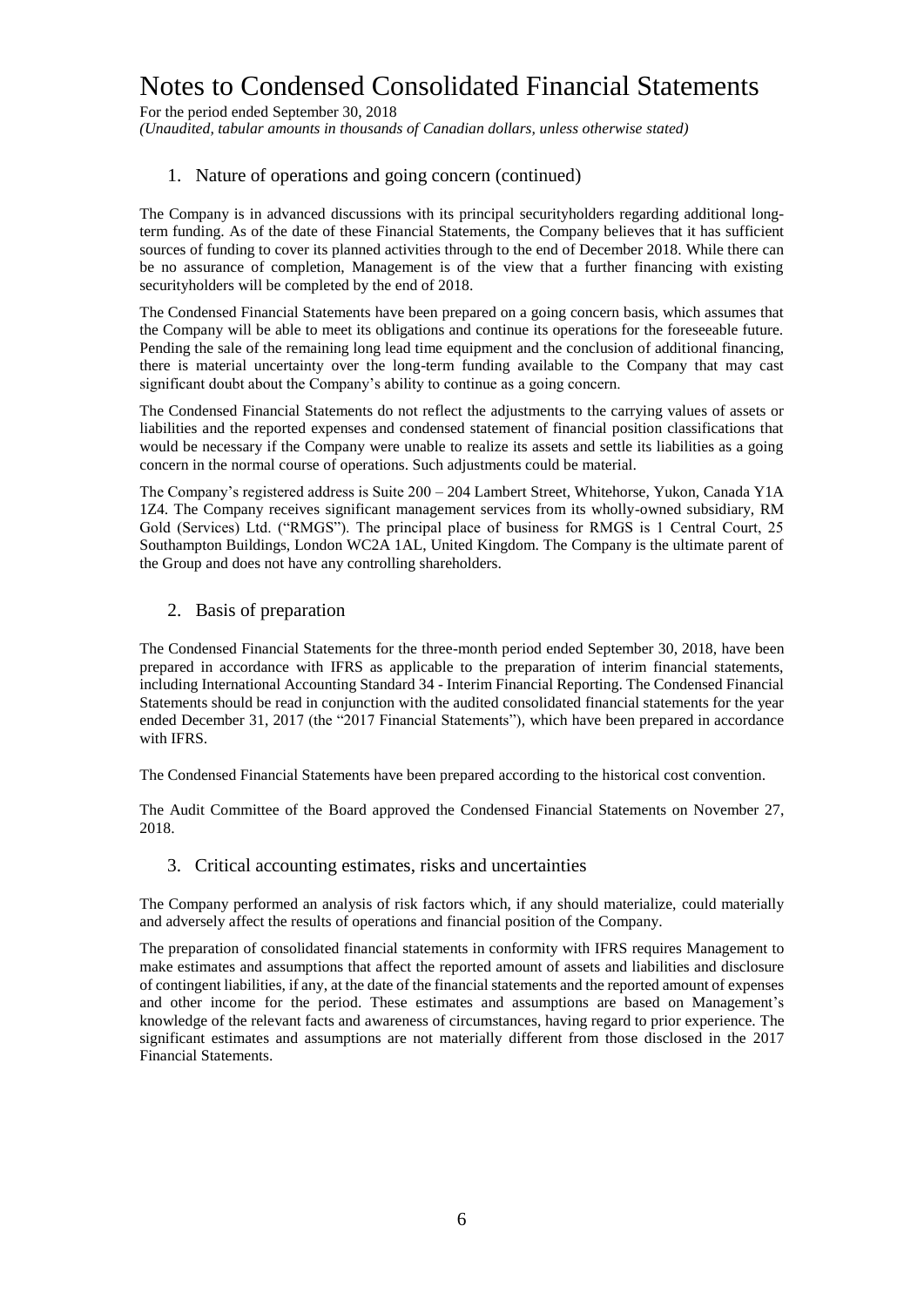# Notes to Condensed Consolidated Financial Statements

For the period ended September 30, 2018

*(Unaudited, tabular amounts in thousands of Canadian dollars, unless otherwise stated)*

## 1. Nature of operations and going concern (continued)

The Company is in advanced discussions with its principal securityholders regarding additional long-term funding. As of the date of these Financial Statements, the Company believes that it has sufficient sources of funding to cover its planned activities through to the end of December 2018. While there can be no assurance of completion, Management is of the view that a further financing with existing securityholders will be completed by the end of 2018.

The Condensed Financial Statements have been prepared on a going concern basis, which assumes that the Company will be able to meet its obligations and continue its operations for the foreseeable future. Pending the sale of the remaining long lead time equipment and the conclusion of additional financing, there is material uncertainty over the long-term funding available to the Company that may cast significant doubt about the Company's ability to continue as a going concern.

The Condensed Financial Statements do not reflect the adjustments to the carrying values of assets or liabilities and the reported expenses and condensed statement of financial position classifications that would be necessary if the Company were unable to realize its assets and settle its liabilities as a going concern in the normal course of operations. Such adjustments could be material.

The Company's registered address is Suite 200 – 204 Lambert Street, Whitehorse, Yukon, Canada Y1A 1Z4. The Company receives significant management services from its wholly-owned subsidiary, RM Gold (Services) Ltd. ("RMGS"). The principal place of business for RMGS is 1 Central Court, 25 Southampton Buildings, London WC2A 1AL, United Kingdom. The Company is the ultimate parent of the Group and does not have any controlling shareholders.

## 2. Basis of preparation

The Condensed Financial Statements for the three-month period ended September 30, 2018, have been prepared in accordance with IFRS as applicable to the preparation of interim financial statements, including International Accounting Standard 34 - Interim Financial Reporting. The Condensed Financial Statements should be read in conjunction with the audited consolidated financial statements for the year ended December 31, 2017 (the "2017 Financial Statements"), which have been prepared in accordance with IFRS.

The Condensed Financial Statements have been prepared according to the historical cost convention.

The Audit Committee of the Board approved the Condensed Financial Statements on November 27, 2018.

## 3. Critical accounting estimates, risks and uncertainties

The Company performed an analysis of risk factors which, if any should materialize, could materially and adversely affect the results of operations and financial position of the Company.

The preparation of consolidated financial statements in conformity with IFRS requires Management to make estimates and assumptions that affect the reported amount of assets and liabilities and disclosure of contingent liabilities, if any, at the date of the financial statements and the reported amount of expenses and other income for the period. These estimates and assumptions are based on Management's knowledge of the relevant facts and awareness of circumstances, having regard to prior experience. The significant estimates and assumptions are not materially different from those disclosed in the 2017 Financial Statements.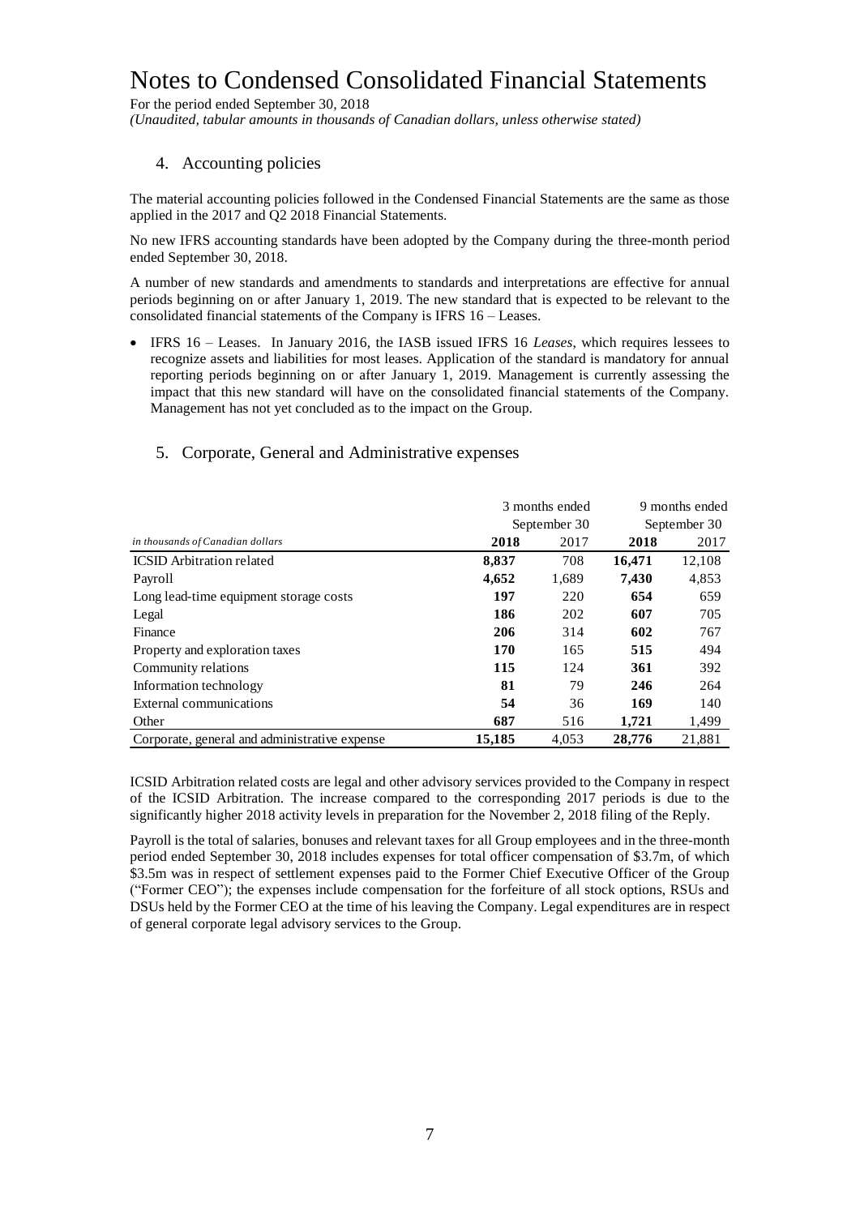# Notes to Condensed Consolidated Financial Statements

For the period ended September 30, 2018

*(Unaudited, tabular amounts in thousands of Canadian dollars, unless otherwise stated)*

## 4. Accounting policies

The material accounting policies followed in the Condensed Financial Statements are the same as those applied in the 2017 and Q2 2018 Financial Statements.

No new IFRS accounting standards have been adopted by the Company during the three-month period ended September 30, 2018.

A number of new standards and amendments to standards and interpretations are effective for annual periods beginning on or after January 1, 2019. The new standard that is expected to be relevant to the consolidated financial statements of the Company is IFRS 16 – Leases.

- IFRS 16 – Leases. In January 2016, the IASB issued IFRS 16 *Leases*, which requires lessees to recognize assets and liabilities for most leases. Application of the standard is mandatory for annual reporting periods beginning on or after January 1, 2019. Management is currently assessing the impact that this new standard will have on the consolidated financial statements of the Company. Management has not yet concluded as to the impact on the Group.

## 5. Corporate, General and Administrative expenses

| | 3 months ended September 30 | | 9 months ended September 30 | |
|---|---|---|---|---|
| *in thousands of Canadian dollars* | **2018** | 2017 | **2018** | 2017 |
| ICSID Arbitration related | **8,837** | 708 | **16,471** | 12,108 |
| Payroll | **4,652** | 1,689 | **7,430** | 4,853 |
| Long lead-time equipment storage costs | **197** | 220 | **654** | 659 |
| Legal | **186** | 202 | **607** | 705 |
| Finance | **206** | 314 | **602** | 767 |
| Property and exploration taxes | **170** | 165 | **515** | 494 |
| Community relations | **115** | 124 | **361** | 392 |
| Information technology | **81** | 79 | **246** | 264 |
| External communications | **54** | 36 | **169** | 140 |
| Other | **687** | 516 | **1,721** | 1,499 |
| Corporate, general and administrative expense | **15,185** | 4,053 | **28,776** | 21,881 |

ICSID Arbitration related costs are legal and other advisory services provided to the Company in respect of the ICSID Arbitration. The increase compared to the corresponding 2017 periods is due to the significantly higher 2018 activity levels in preparation for the November 2, 2018 filing of the Reply.

Payroll is the total of salaries, bonuses and relevant taxes for all Group employees and in the three-month period ended September 30, 2018 includes expenses for total officer compensation of $3.7m, of which $3.5m was in respect of settlement expenses paid to the Former Chief Executive Officer of the Group ("Former CEO"); the expenses include compensation for the forfeiture of all stock options, RSUs and DSUs held by the Former CEO at the time of his leaving the Company. Legal expenditures are in respect of general corporate legal advisory services to the Group.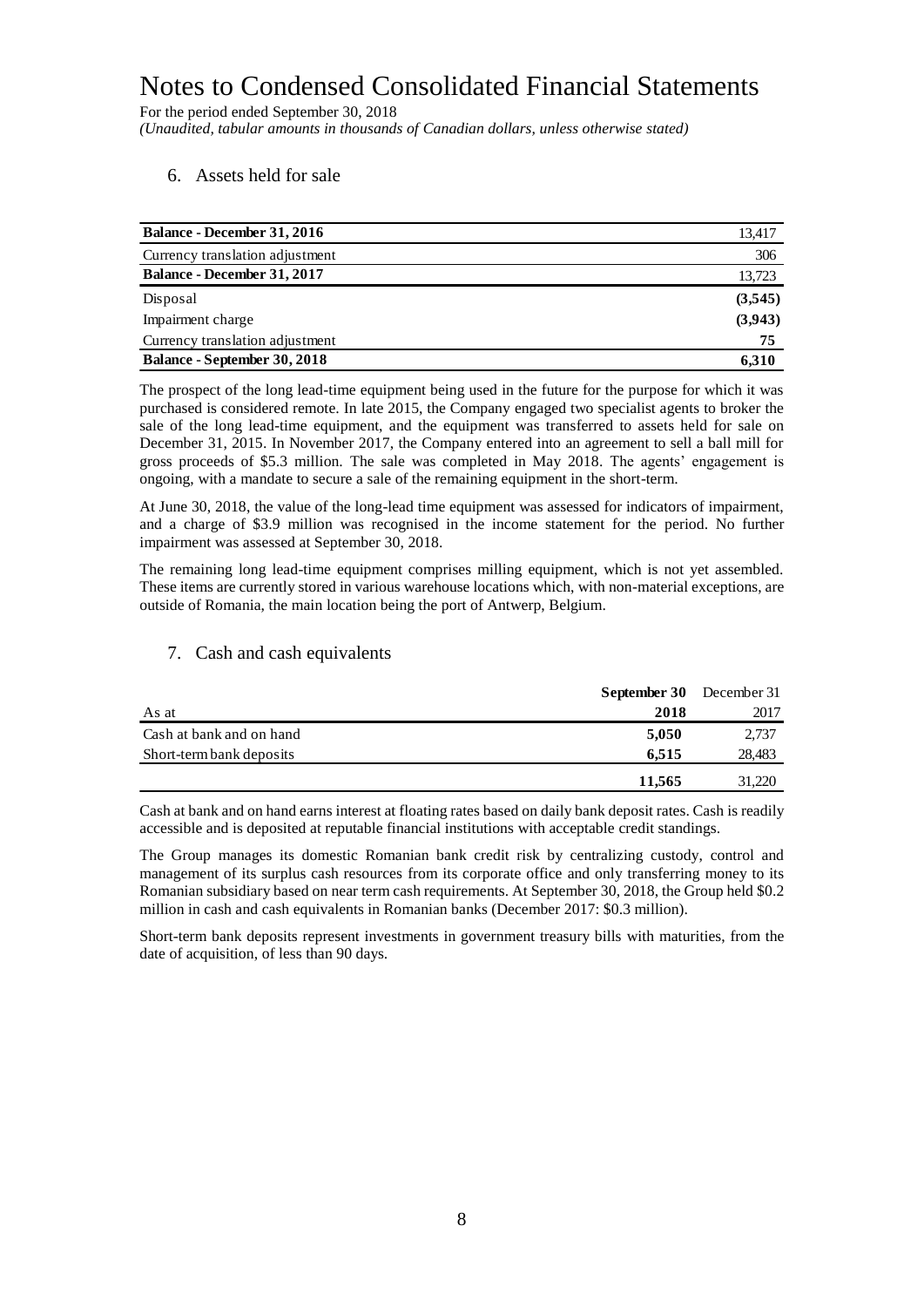# Notes to Condensed Consolidated Financial Statements

For the period ended September 30, 2018

*(Unaudited, tabular amounts in thousands of Canadian dollars, unless otherwise stated)*

## 6. Assets held for sale

| | |
|---|---|
| **Balance - December 31, 2016** | 13,417 |
| Currency translation adjustment | 306 |
| **Balance - December 31, 2017** | 13,723 |
| Disposal | **(3,545)** |
| Impairment charge | **(3,943)** |
| Currency translation adjustment | **75** |
| **Balance - September 30, 2018** | **6,310** |

The prospect of the long lead-time equipment being used in the future for the purpose for which it was purchased is considered remote. In late 2015, the Company engaged two specialist agents to broker the sale of the long lead-time equipment, and the equipment was transferred to assets held for sale on December 31, 2015. In November 2017, the Company entered into an agreement to sell a ball mill for gross proceeds of $5.3 million. The sale was completed in May 2018. The agents' engagement is ongoing, with a mandate to secure a sale of the remaining equipment in the short-term.

At June 30, 2018, the value of the long-lead time equipment was assessed for indicators of impairment, and a charge of $3.9 million was recognised in the income statement for the period. No further impairment was assessed at September 30, 2018.

The remaining long lead-time equipment comprises milling equipment, which is not yet assembled. These items are currently stored in various warehouse locations which, with non-material exceptions, are outside of Romania, the main location being the port of Antwerp, Belgium.

## 7. Cash and cash equivalents

| As at | **September 30 2018** | December 31 2017 |
|---|---|---|
| Cash at bank and on hand | **5,050** | 2,737 |
| Short-term bank deposits | **6,515** | 28,483 |
| | **11,565** | 31,220 |

Cash at bank and on hand earns interest at floating rates based on daily bank deposit rates. Cash is readily accessible and is deposited at reputable financial institutions with acceptable credit standings.

The Group manages its domestic Romanian bank credit risk by centralizing custody, control and management of its surplus cash resources from its corporate office and only transferring money to its Romanian subsidiary based on near term cash requirements. At September 30, 2018, the Group held $0.2 million in cash and cash equivalents in Romanian banks (December 2017: $0.3 million).

Short-term bank deposits represent investments in government treasury bills with maturities, from the date of acquisition, of less than 90 days.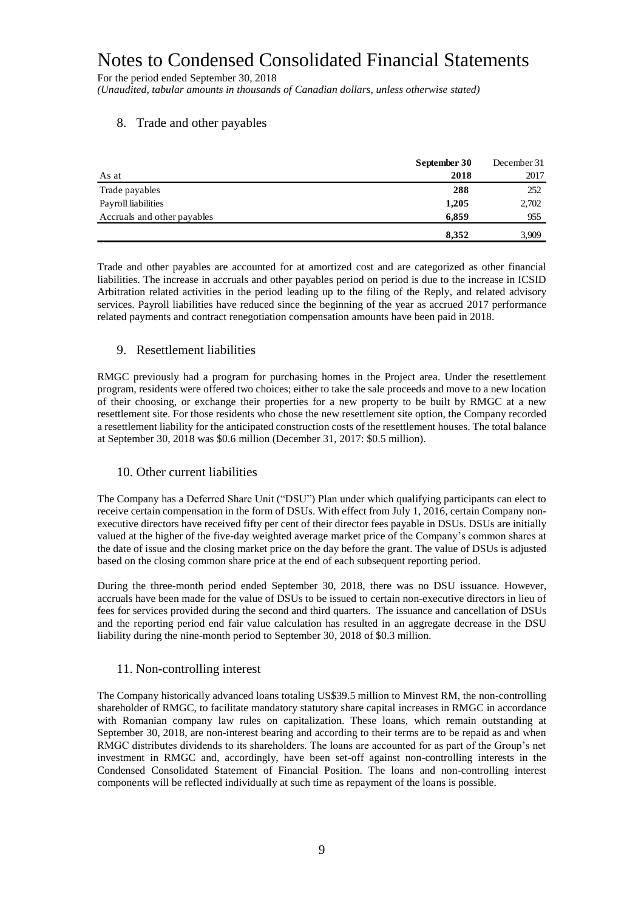# Notes to Condensed Consolidated Financial Statements

For the period ended September 30, 2018

*(Unaudited, tabular amounts in thousands of Canadian dollars, unless otherwise stated)*

## 8. Trade and other payables

| As at | **September 30 2018** | December 31 2017 |
|---|---|---|
| Trade payables | **288** | 252 |
| Payroll liabilities | **1,205** | 2,702 |
| Accruals and other payables | **6,859** | 955 |
| | **8,352** | 3,909 |

Trade and other payables are accounted for at amortized cost and are categorized as other financial liabilities. The increase in accruals and other payables period on period is due to the increase in ICSID Arbitration related activities in the period leading up to the filing of the Reply, and related advisory services. Payroll liabilities have reduced since the beginning of the year as accrued 2017 performance related payments and contract renegotiation compensation amounts have been paid in 2018.

## 9. Resettlement liabilities

RMGC previously had a program for purchasing homes in the Project area. Under the resettlement program, residents were offered two choices; either to take the sale proceeds and move to a new location of their choosing, or exchange their properties for a new property to be built by RMGC at a new resettlement site. For those residents who chose the new resettlement site option, the Company recorded a resettlement liability for the anticipated construction costs of the resettlement houses. The total balance at September 30, 2018 was \$0.6 million (December 31, 2017: \$0.5 million).

## 10. Other current liabilities

The Company has a Deferred Share Unit ("DSU") Plan under which qualifying participants can elect to receive certain compensation in the form of DSUs. With effect from July 1, 2016, certain Company non-executive directors have received fifty per cent of their director fees payable in DSUs. DSUs are initially valued at the higher of the five-day weighted average market price of the Company's common shares at the date of issue and the closing market price on the day before the grant. The value of DSUs is adjusted based on the closing common share price at the end of each subsequent reporting period.

During the three-month period ended September 30, 2018, there was no DSU issuance. However, accruals have been made for the value of DSUs to be issued to certain non-executive directors in lieu of fees for services provided during the second and third quarters. The issuance and cancellation of DSUs and the reporting period end fair value calculation has resulted in an aggregate decrease in the DSU liability during the nine-month period to September 30, 2018 of \$0.3 million.

## 11. Non-controlling interest

The Company historically advanced loans totaling US\$39.5 million to Minvest RM, the non-controlling shareholder of RMGC, to facilitate mandatory statutory share capital increases in RMGC in accordance with Romanian company law rules on capitalization. These loans, which remain outstanding at September 30, 2018, are non-interest bearing and according to their terms are to be repaid as and when RMGC distributes dividends to its shareholders. The loans are accounted for as part of the Group's net investment in RMGC and, accordingly, have been set-off against non-controlling interests in the Condensed Consolidated Statement of Financial Position. The loans and non-controlling interest components will be reflected individually at such time as repayment of the loans is possible.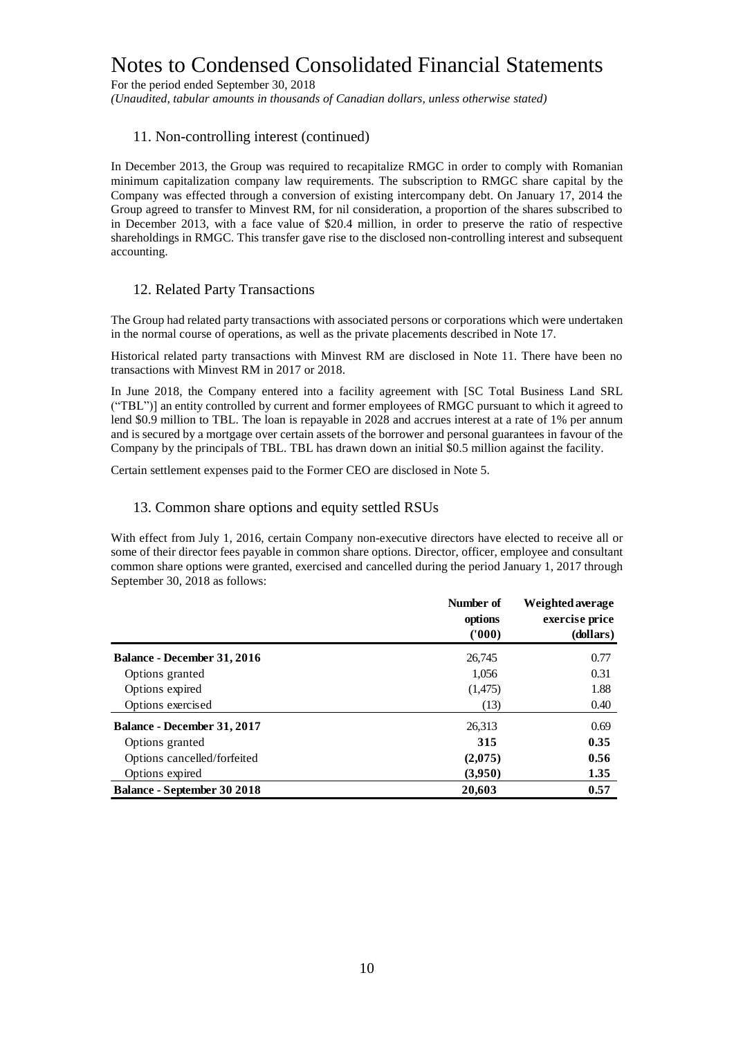# Notes to Condensed Consolidated Financial Statements

For the period ended September 30, 2018

*(Unaudited, tabular amounts in thousands of Canadian dollars, unless otherwise stated)*

## 11. Non-controlling interest (continued)

In December 2013, the Group was required to recapitalize RMGC in order to comply with Romanian minimum capitalization company law requirements. The subscription to RMGC share capital by the Company was effected through a conversion of existing intercompany debt. On January 17, 2014 the Group agreed to transfer to Minvest RM, for nil consideration, a proportion of the shares subscribed to in December 2013, with a face value of $20.4 million, in order to preserve the ratio of respective shareholdings in RMGC. This transfer gave rise to the disclosed non-controlling interest and subsequent accounting.

## 12. Related Party Transactions

The Group had related party transactions with associated persons or corporations which were undertaken in the normal course of operations, as well as the private placements described in Note 17.

Historical related party transactions with Minvest RM are disclosed in Note 11. There have been no transactions with Minvest RM in 2017 or 2018.

In June 2018, the Company entered into a facility agreement with [SC Total Business Land SRL ("TBL")] an entity controlled by current and former employees of RMGC pursuant to which it agreed to lend $0.9 million to TBL. The loan is repayable in 2028 and accrues interest at a rate of 1% per annum and is secured by a mortgage over certain assets of the borrower and personal guarantees in favour of the Company by the principals of TBL. TBL has drawn down an initial $0.5 million against the facility.

Certain settlement expenses paid to the Former CEO are disclosed in Note 5.

## 13. Common share options and equity settled RSUs

With effect from July 1, 2016, certain Company non-executive directors have elected to receive all or some of their director fees payable in common share options. Director, officer, employee and consultant common share options were granted, exercised and cancelled during the period January 1, 2017 through September 30, 2018 as follows:

| | Number of options ('000) | Weighted average exercise price (dollars) |
|---|---|---|
| **Balance - December 31, 2016** | 26,745 | 0.77 |
| Options granted | 1,056 | 0.31 |
| Options expired | (1,475) | 1.88 |
| Options exercised | (13) | 0.40 |
| **Balance - December 31, 2017** | 26,313 | 0.69 |
| Options granted | **315** | **0.35** |
| Options cancelled/forfeited | **(2,075)** | **0.56** |
| Options expired | **(3,950)** | **1.35** |
| **Balance - September 30 2018** | **20,603** | **0.57** |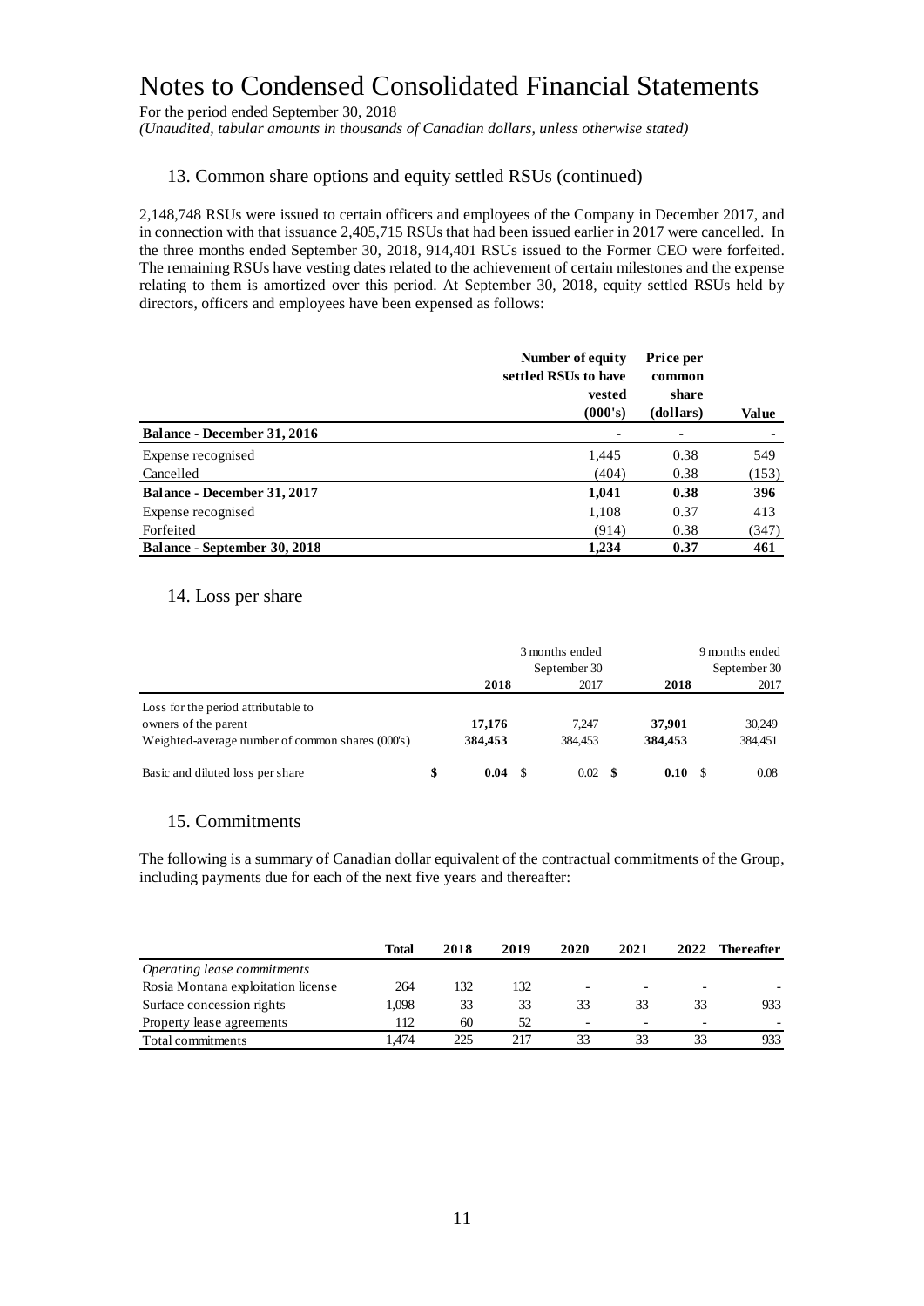# Notes to Condensed Consolidated Financial Statements

For the period ended September 30, 2018

*(Unaudited, tabular amounts in thousands of Canadian dollars, unless otherwise stated)*

## 13. Common share options and equity settled RSUs (continued)

2,148,748 RSUs were issued to certain officers and employees of the Company in December 2017, and in connection with that issuance 2,405,715 RSUs that had been issued earlier in 2017 were cancelled. In the three months ended September 30, 2018, 914,401 RSUs issued to the Former CEO were forfeited. The remaining RSUs have vesting dates related to the achievement of certain milestones and the expense relating to them is amortized over this period. At September 30, 2018, equity settled RSUs held by directors, officers and employees have been expensed as follows:

| | Number of equity settled RSUs to have vested (000's) | Price per common share (dollars) | Value |
|---|---|---|---|
| **Balance - December 31, 2016** | - | - | - |
| Expense recognised | 1,445 | 0.38 | 549 |
| Cancelled | (404) | 0.38 | (153) |
| **Balance - December 31, 2017** | **1,041** | **0.38** | **396** |
| Expense recognised | 1,108 | 0.37 | 413 |
| Forfeited | (914) | 0.38 | (347) |
| **Balance - September 30, 2018** | **1,234** | **0.37** | **461** |

## 14. Loss per share

| | 3 months ended September 30 | | 9 months ended September 30 | |
|---|---|---|---|---|
| | **2018** | 2017 | **2018** | 2017 |
| Loss for the period attributable to owners of the parent | **17,176** | 7,247 | **37,901** | 30,249 |
| Weighted-average number of common shares (000's) | **384,453** | 384,453 | **384,453** | 384,451 |
| Basic and diluted loss per share | **$ 0.04** | $ 0.02 | **$ 0.10** | $ 0.08 |

## 15. Commitments

The following is a summary of Canadian dollar equivalent of the contractual commitments of the Group, including payments due for each of the next five years and thereafter:

| | Total | 2018 | 2019 | 2020 | 2021 | 2022 | Thereafter |
|---|---|---|---|---|---|---|---|
| *Operating lease commitments* | | | | | | | |
| Rosia Montana exploitation license | 264 | 132 | 132 | - | - | - | - |
| Surface concession rights | 1,098 | 33 | 33 | 33 | 33 | 33 | 933 |
| Property lease agreements | 112 | 60 | 52 | - | - | - | - |
| Total commitments | 1,474 | 225 | 217 | 33 | 33 | 33 | 933 |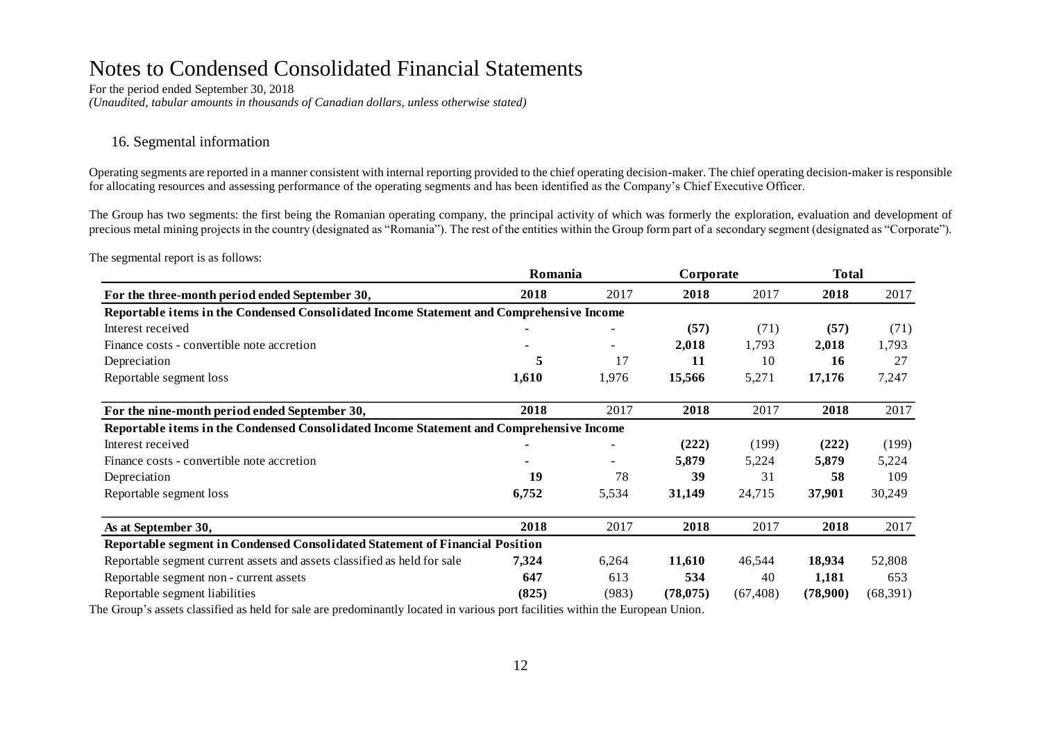# Notes to Condensed Consolidated Financial Statements

For the period ended September 30, 2018

*(Unaudited, tabular amounts in thousands of Canadian dollars, unless otherwise stated)*

## 16. Segmental information

Operating segments are reported in a manner consistent with internal reporting provided to the chief operating decision-maker. The chief operating decision-maker is responsible for allocating resources and assessing performance of the operating segments and has been identified as the Company's Chief Executive Officer.

The Group has two segments: the first being the Romanian operating company, the principal activity of which was formerly the exploration, evaluation and development of precious metal mining projects in the country (designated as "Romania"). The rest of the entities within the Group form part of a secondary segment (designated as "Corporate").

The segmental report is as follows:

| | Romania | | Corporate | | Total | |
|---|---|---|---|---|---|---|
| **For the three-month period ended September 30,** | **2018** | 2017 | **2018** | 2017 | **2018** | 2017 |
| **Reportable items in the Condensed Consolidated Income Statement and Comprehensive Income** | | | | | | |
| Interest received | **-** | - | **(57)** | (71) | **(57)** | (71) |
| Finance costs - convertible note accretion | **-** | - | **2,018** | 1,793 | **2,018** | 1,793 |
| Depreciation | **5** | 17 | **11** | 10 | **16** | 27 |
| Reportable segment loss | **1,610** | 1,976 | **15,566** | 5,271 | **17,176** | 7,247 |
| **For the nine-month period ended September 30,** | **2018** | 2017 | **2018** | 2017 | **2018** | 2017 |
| **Reportable items in the Condensed Consolidated Income Statement and Comprehensive Income** | | | | | | |
| Interest received | **-** | - | **(222)** | (199) | **(222)** | (199) |
| Finance costs - convertible note accretion | **-** | - | **5,879** | 5,224 | **5,879** | 5,224 |
| Depreciation | **19** | 78 | **39** | 31 | **58** | 109 |
| Reportable segment loss | **6,752** | 5,534 | **31,149** | 24,715 | **37,901** | 30,249 |
| **As at September 30,** | **2018** | 2017 | **2018** | 2017 | **2018** | 2017 |
| **Reportable segment in Condensed Consolidated Statement of Financial Position** | | | | | | |
| Reportable segment current assets and assets classified as held for sale | **7,324** | 6,264 | **11,610** | 46,544 | **18,934** | 52,808 |
| Reportable segment non - current assets | **647** | 613 | **534** | 40 | **1,181** | 653 |
| Reportable segment liabilities | **(825)** | (983) | **(78,075)** | (67,408) | **(78,900)** | (68,391) |

The Group's assets classified as held for sale are predominantly located in various port facilities within the European Union.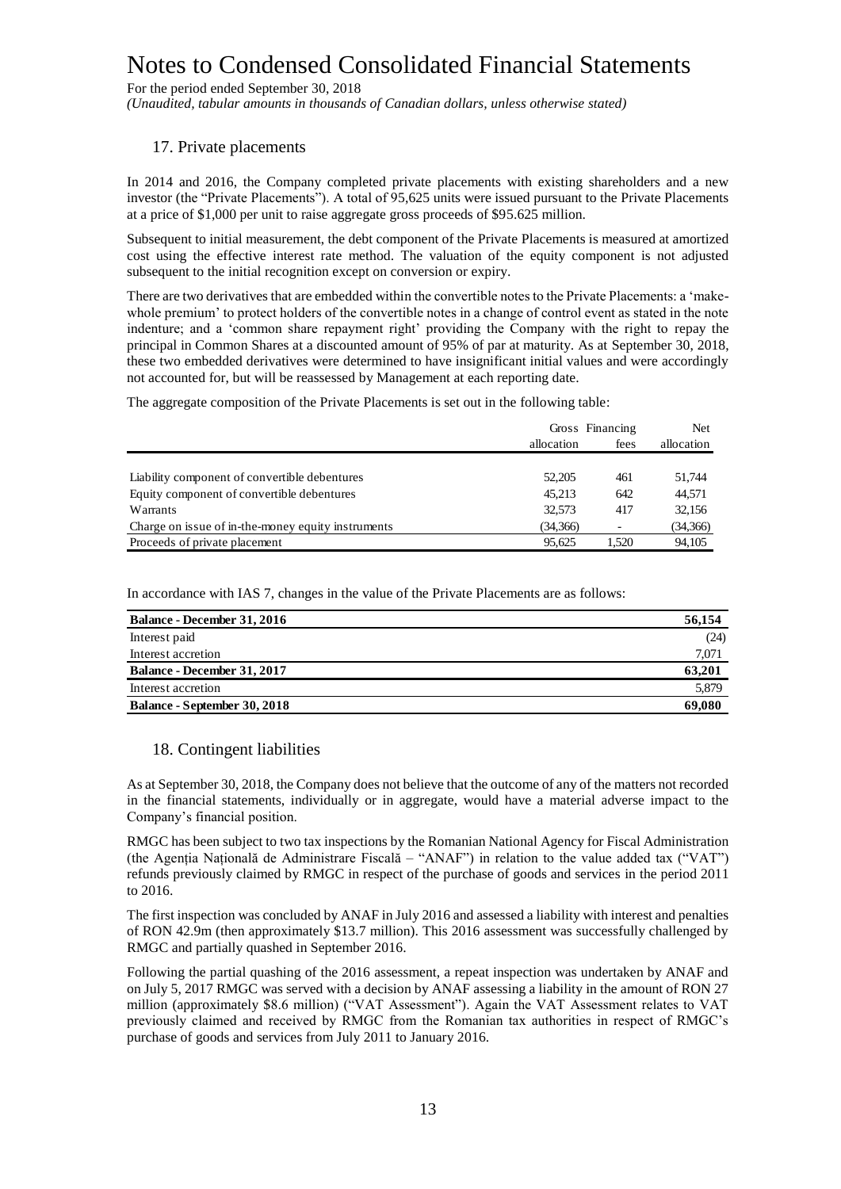## 17. Private placements

In 2014 and 2016, the Company completed private placements with existing shareholders and a new investor (the "Private Placements"). A total of 95,625 units were issued pursuant to the Private Placements at a price of $1,000 per unit to raise aggregate gross proceeds of $95.625 million.

Subsequent to initial measurement, the debt component of the Private Placements is measured at amortized cost using the effective interest rate method. The valuation of the equity component is not adjusted subsequent to the initial recognition except on conversion or expiry.

There are two derivatives that are embedded within the convertible notes to the Private Placements: a 'make-whole premium' to protect holders of the convertible notes in a change of control event as stated in the note indenture; and a 'common share repayment right' providing the Company with the right to repay the principal in Common Shares at a discounted amount of 95% of par at maturity. As at September 30, 2018, these two embedded derivatives were determined to have insignificant initial values and were accordingly not accounted for, but will be reassessed by Management at each reporting date.

The aggregate composition of the Private Placements is set out in the following table:

| | Gross allocation | Financing fees | Net allocation |
|---|---|---|---|
| Liability component of convertible debentures | 52,205 | 461 | 51,744 |
| Equity component of convertible debentures | 45,213 | 642 | 44,571 |
| Warrants | 32,573 | 417 | 32,156 |
| Charge on issue of in-the-money equity instruments | (34,366) | - | (34,366) |
| Proceeds of private placement | 95,625 | 1,520 | 94,105 |

In accordance with IAS 7, changes in the value of the Private Placements are as follows:

| | |
|---|---|
| **Balance - December 31, 2016** | **56,154** |
| Interest paid | (24) |
| Interest accretion | 7,071 |
| **Balance - December 31, 2017** | **63,201** |
| Interest accretion | 5,879 |
| **Balance - September 30, 2018** | **69,080** |

## 18. Contingent liabilities

As at September 30, 2018, the Company does not believe that the outcome of any of the matters not recorded in the financial statements, individually or in aggregate, would have a material adverse impact to the Company's financial position.

RMGC has been subject to two tax inspections by the Romanian National Agency for Fiscal Administration (the Agenția Națională de Administrare Fiscală – "ANAF") in relation to the value added tax ("VAT") refunds previously claimed by RMGC in respect of the purchase of goods and services in the period 2011 to 2016.

The first inspection was concluded by ANAF in July 2016 and assessed a liability with interest and penalties of RON 42.9m (then approximately $13.7 million). This 2016 assessment was successfully challenged by RMGC and partially quashed in September 2016.

Following the partial quashing of the 2016 assessment, a repeat inspection was undertaken by ANAF and on July 5, 2017 RMGC was served with a decision by ANAF assessing a liability in the amount of RON 27 million (approximately $8.6 million) ("VAT Assessment"). Again the VAT Assessment relates to VAT previously claimed and received by RMGC from the Romanian tax authorities in respect of RMGC's purchase of goods and services from July 2011 to January 2016.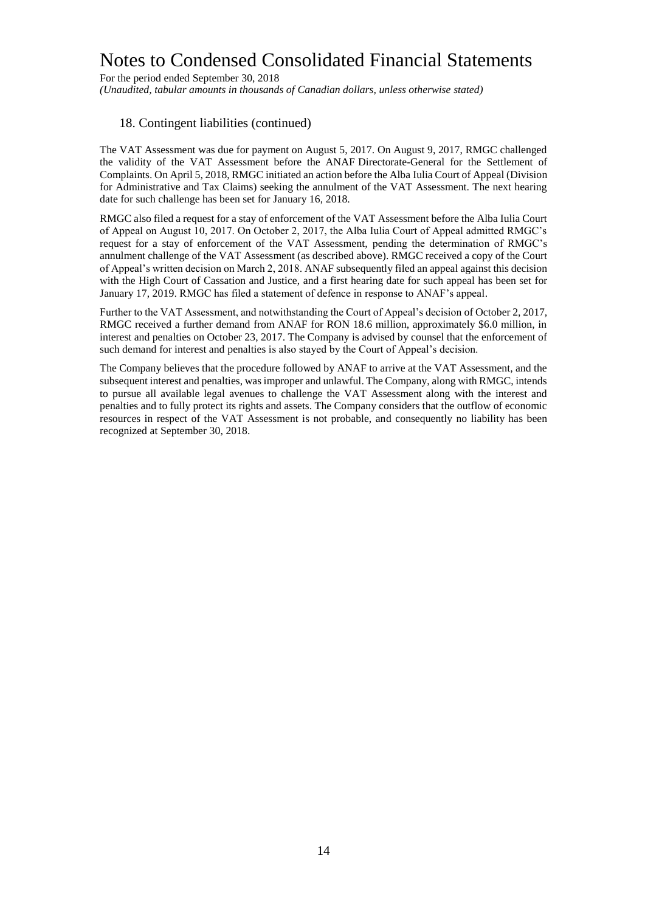## 18. Contingent liabilities (continued)

The VAT Assessment was due for payment on August 5, 2017. On August 9, 2017, RMGC challenged the validity of the VAT Assessment before the ANAF Directorate-General for the Settlement of Complaints. On April 5, 2018, RMGC initiated an action before the Alba Iulia Court of Appeal (Division for Administrative and Tax Claims) seeking the annulment of the VAT Assessment. The next hearing date for such challenge has been set for January 16, 2018.

RMGC also filed a request for a stay of enforcement of the VAT Assessment before the Alba Iulia Court of Appeal on August 10, 2017. On October 2, 2017, the Alba Iulia Court of Appeal admitted RMGC's request for a stay of enforcement of the VAT Assessment, pending the determination of RMGC's annulment challenge of the VAT Assessment (as described above). RMGC received a copy of the Court of Appeal's written decision on March 2, 2018. ANAF subsequently filed an appeal against this decision with the High Court of Cassation and Justice, and a first hearing date for such appeal has been set for January 17, 2019. RMGC has filed a statement of defence in response to ANAF's appeal.

Further to the VAT Assessment, and notwithstanding the Court of Appeal's decision of October 2, 2017, RMGC received a further demand from ANAF for RON 18.6 million, approximately $6.0 million, in interest and penalties on October 23, 2017. The Company is advised by counsel that the enforcement of such demand for interest and penalties is also stayed by the Court of Appeal's decision.

The Company believes that the procedure followed by ANAF to arrive at the VAT Assessment, and the subsequent interest and penalties, was improper and unlawful. The Company, along with RMGC, intends to pursue all available legal avenues to challenge the VAT Assessment along with the interest and penalties and to fully protect its rights and assets. The Company considers that the outflow of economic resources in respect of the VAT Assessment is not probable, and consequently no liability has been recognized at September 30, 2018.